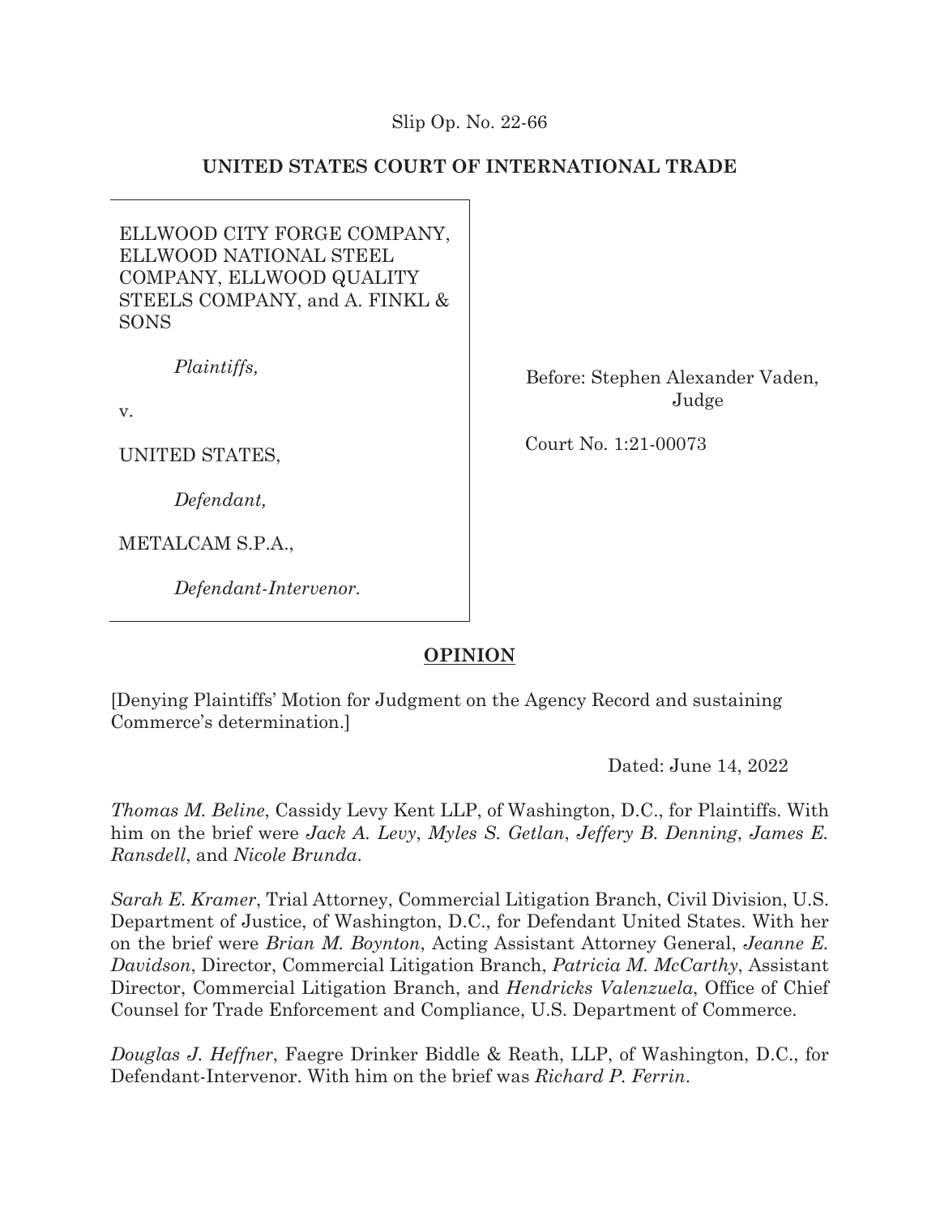Slip Op. No. 22-66

**UNITED STATES COURT OF INTERNATIONAL TRADE**

ELLWOOD CITY FORGE COMPANY, ELLWOOD NATIONAL STEEL COMPANY, ELLWOOD QUALITY STEELS COMPANY, and A. FINKL & SONS

*Plaintiffs,*

v.

UNITED STATES,

*Defendant,*

METALCAM S.P.A.,

*Defendant-Intervenor.*

Before: Stephen Alexander Vaden, Judge

Court No. 1:21-00073

**OPINION**

[Denying Plaintiffs' Motion for Judgment on the Agency Record and sustaining Commerce's determination.]

Dated: June 14, 2022

*Thomas M. Beline*, Cassidy Levy Kent LLP, of Washington, D.C., for Plaintiffs. With him on the brief were *Jack A. Levy*, *Myles S. Getlan*, *Jeffery B. Denning*, *James E. Ransdell*, and *Nicole Brunda*.

*Sarah E. Kramer*, Trial Attorney, Commercial Litigation Branch, Civil Division, U.S. Department of Justice, of Washington, D.C., for Defendant United States. With her on the brief were *Brian M. Boynton*, Acting Assistant Attorney General, *Jeanne E. Davidson*, Director, Commercial Litigation Branch, *Patricia M. McCarthy*, Assistant Director, Commercial Litigation Branch, and *Hendricks Valenzuela*, Office of Chief Counsel for Trade Enforcement and Compliance, U.S. Department of Commerce.

*Douglas J. Heffner*, Faegre Drinker Biddle & Reath, LLP, of Washington, D.C., for Defendant-Intervenor. With him on the brief was *Richard P. Ferrin*.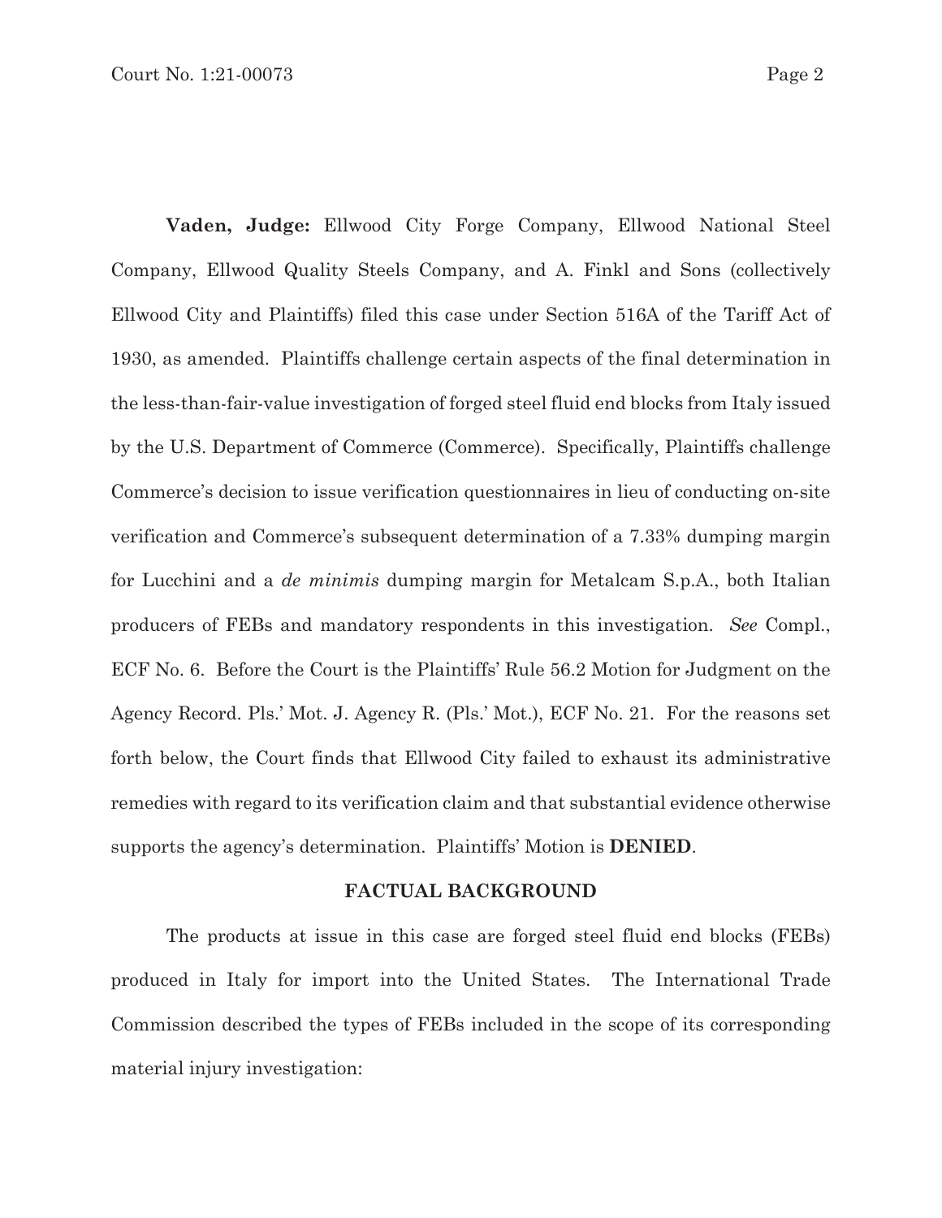**Vaden, Judge:** Ellwood City Forge Company, Ellwood National Steel Company, Ellwood Quality Steels Company, and A. Finkl and Sons (collectively Ellwood City and Plaintiffs) filed this case under Section 516A of the Tariff Act of 1930, as amended. Plaintiffs challenge certain aspects of the final determination in the less-than-fair-value investigation of forged steel fluid end blocks from Italy issued by the U.S. Department of Commerce (Commerce). Specifically, Plaintiffs challenge Commerce's decision to issue verification questionnaires in lieu of conducting on-site verification and Commerce's subsequent determination of a 7.33% dumping margin for Lucchini and a *de minimis* dumping margin for Metalcam S.p.A., both Italian producers of FEBs and mandatory respondents in this investigation. *See* Compl., ECF No. 6. Before the Court is the Plaintiffs' Rule 56.2 Motion for Judgment on the Agency Record. Pls.' Mot. J. Agency R. (Pls.' Mot.), ECF No. 21. For the reasons set forth below, the Court finds that Ellwood City failed to exhaust its administrative remedies with regard to its verification claim and that substantial evidence otherwise supports the agency's determination. Plaintiffs' Motion is **DENIED**.

## FACTUAL BACKGROUND

The products at issue in this case are forged steel fluid end blocks (FEBs) produced in Italy for import into the United States. The International Trade Commission described the types of FEBs included in the scope of its corresponding material injury investigation: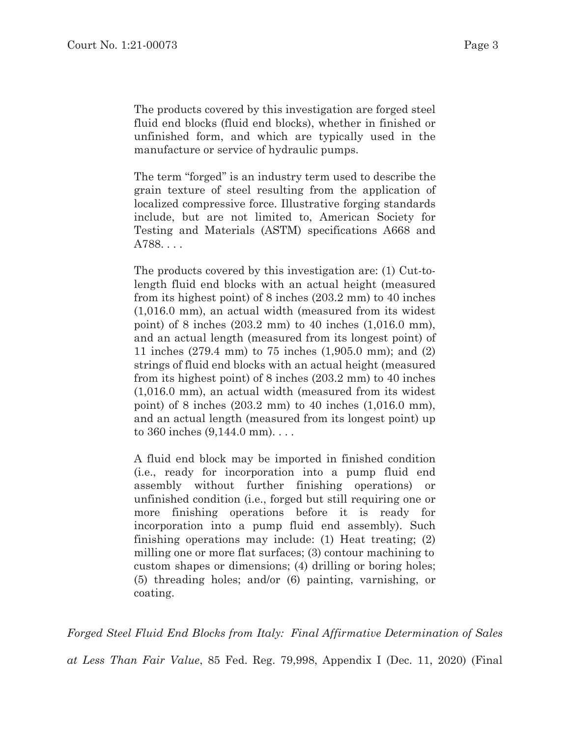> The products covered by this investigation are forged steel fluid end blocks (fluid end blocks), whether in finished or unfinished form, and which are typically used in the manufacture or service of hydraulic pumps.
>
> The term "forged" is an industry term used to describe the grain texture of steel resulting from the application of localized compressive force. Illustrative forging standards include, but are not limited to, American Society for Testing and Materials (ASTM) specifications A668 and A788. . . .
>
> The products covered by this investigation are: (1) Cut-to-length fluid end blocks with an actual height (measured from its highest point) of 8 inches (203.2 mm) to 40 inches (1,016.0 mm), an actual width (measured from its widest point) of 8 inches (203.2 mm) to 40 inches (1,016.0 mm), and an actual length (measured from its longest point) of 11 inches (279.4 mm) to 75 inches (1,905.0 mm); and (2) strings of fluid end blocks with an actual height (measured from its highest point) of 8 inches (203.2 mm) to 40 inches (1,016.0 mm), an actual width (measured from its widest point) of 8 inches (203.2 mm) to 40 inches (1,016.0 mm), and an actual length (measured from its longest point) up to 360 inches (9,144.0 mm). . . .
>
> A fluid end block may be imported in finished condition (i.e., ready for incorporation into a pump fluid end assembly without further finishing operations) or unfinished condition (i.e., forged but still requiring one or more finishing operations before it is ready for incorporation into a pump fluid end assembly). Such finishing operations may include: (1) Heat treating; (2) milling one or more flat surfaces; (3) contour machining to custom shapes or dimensions; (4) drilling or boring holes; (5) threading holes; and/or (6) painting, varnishing, or coating.

*Forged Steel Fluid End Blocks from Italy: Final Affirmative Determination of Sales at Less Than Fair Value*, 85 Fed. Reg. 79,998, Appendix I (Dec. 11, 2020) (Final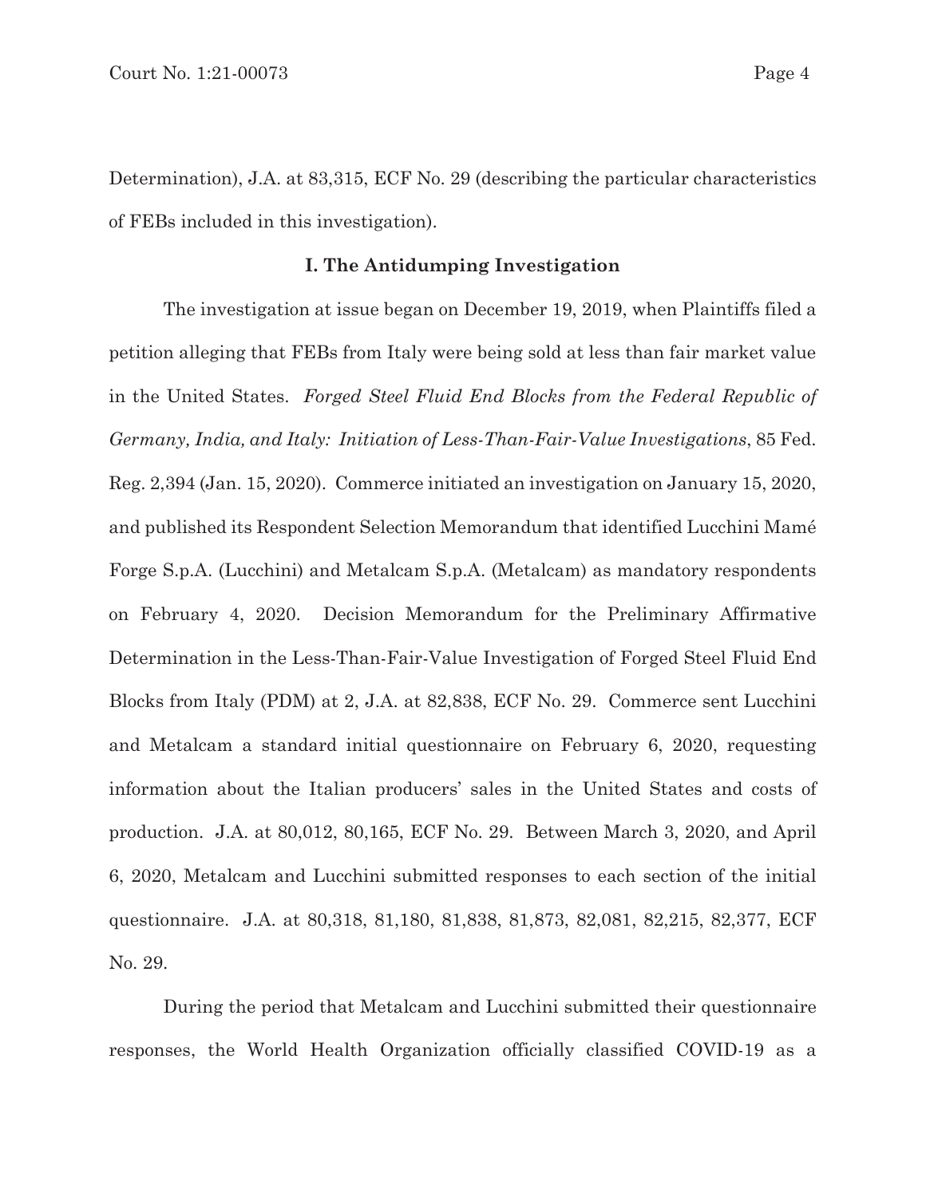Determination), J.A. at 83,315, ECF No. 29 (describing the particular characteristics of FEBs included in this investigation).

## I. The Antidumping Investigation

The investigation at issue began on December 19, 2019, when Plaintiffs filed a petition alleging that FEBs from Italy were being sold at less than fair market value in the United States. *Forged Steel Fluid End Blocks from the Federal Republic of Germany, India, and Italy: Initiation of Less-Than-Fair-Value Investigations*, 85 Fed. Reg. 2,394 (Jan. 15, 2020). Commerce initiated an investigation on January 15, 2020, and published its Respondent Selection Memorandum that identified Lucchini Mamé Forge S.p.A. (Lucchini) and Metalcam S.p.A. (Metalcam) as mandatory respondents on February 4, 2020. Decision Memorandum for the Preliminary Affirmative Determination in the Less-Than-Fair-Value Investigation of Forged Steel Fluid End Blocks from Italy (PDM) at 2, J.A. at 82,838, ECF No. 29. Commerce sent Lucchini and Metalcam a standard initial questionnaire on February 6, 2020, requesting information about the Italian producers' sales in the United States and costs of production. J.A. at 80,012, 80,165, ECF No. 29. Between March 3, 2020, and April 6, 2020, Metalcam and Lucchini submitted responses to each section of the initial questionnaire. J.A. at 80,318, 81,180, 81,838, 81,873, 82,081, 82,215, 82,377, ECF No. 29.

During the period that Metalcam and Lucchini submitted their questionnaire responses, the World Health Organization officially classified COVID-19 as a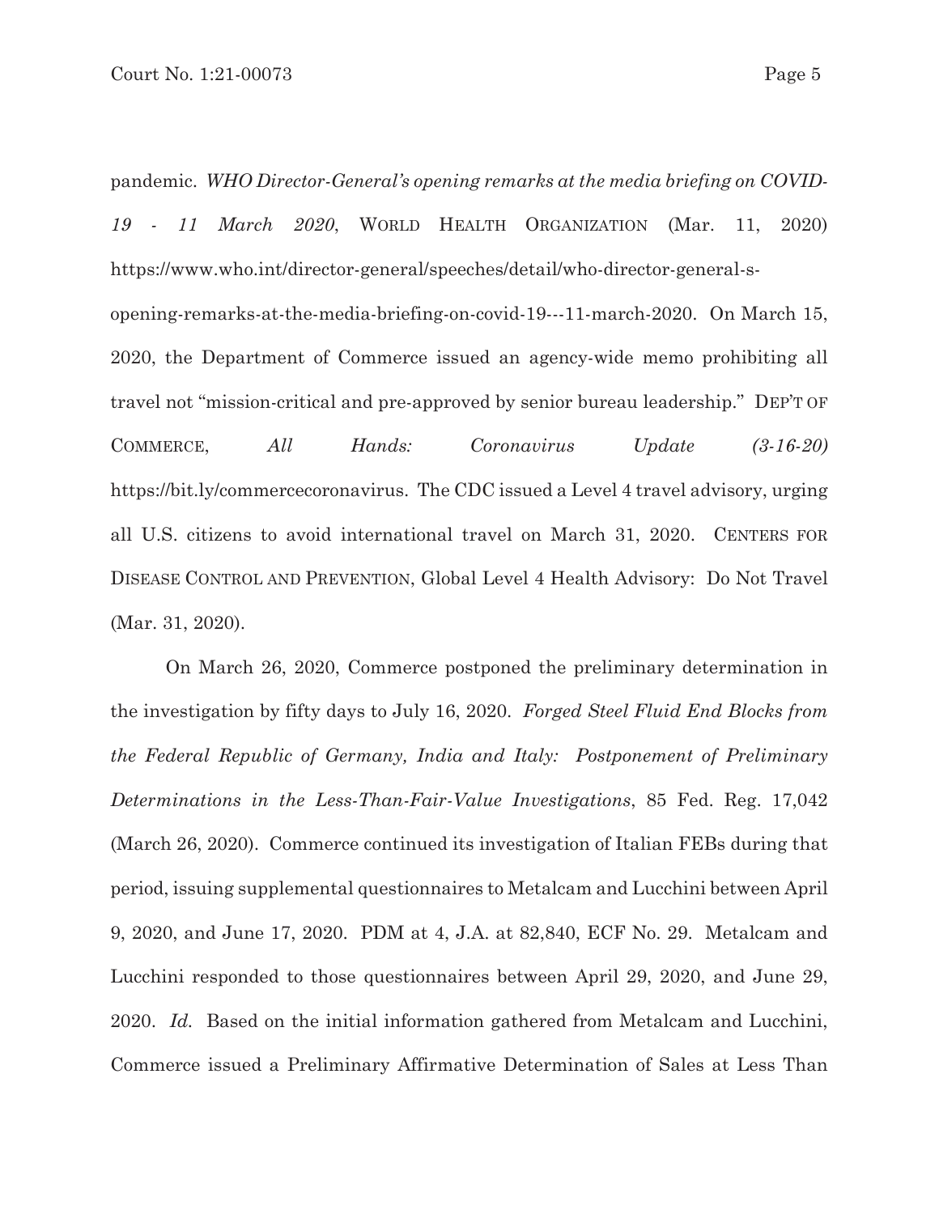pandemic. *WHO Director-General's opening remarks at the media briefing on COVID-19 - 11 March 2020*, WORLD HEALTH ORGANIZATION (Mar. 11, 2020) https://www.who.int/director-general/speeches/detail/who-director-general-s-opening-remarks-at-the-media-briefing-on-covid-19---11-march-2020. On March 15, 2020, the Department of Commerce issued an agency-wide memo prohibiting all travel not "mission-critical and pre-approved by senior bureau leadership." DEP'T OF COMMERCE, *All Hands: Coronavirus Update (3-16-20)* https://bit.ly/commercecoronavirus. The CDC issued a Level 4 travel advisory, urging all U.S. citizens to avoid international travel on March 31, 2020. CENTERS FOR DISEASE CONTROL AND PREVENTION, Global Level 4 Health Advisory: Do Not Travel (Mar. 31, 2020).

On March 26, 2020, Commerce postponed the preliminary determination in the investigation by fifty days to July 16, 2020. *Forged Steel Fluid End Blocks from the Federal Republic of Germany, India and Italy: Postponement of Preliminary Determinations in the Less-Than-Fair-Value Investigations*, 85 Fed. Reg. 17,042 (March 26, 2020). Commerce continued its investigation of Italian FEBs during that period, issuing supplemental questionnaires to Metalcam and Lucchini between April 9, 2020, and June 17, 2020. PDM at 4, J.A. at 82,840, ECF No. 29. Metalcam and Lucchini responded to those questionnaires between April 29, 2020, and June 29, 2020. *Id.* Based on the initial information gathered from Metalcam and Lucchini, Commerce issued a Preliminary Affirmative Determination of Sales at Less Than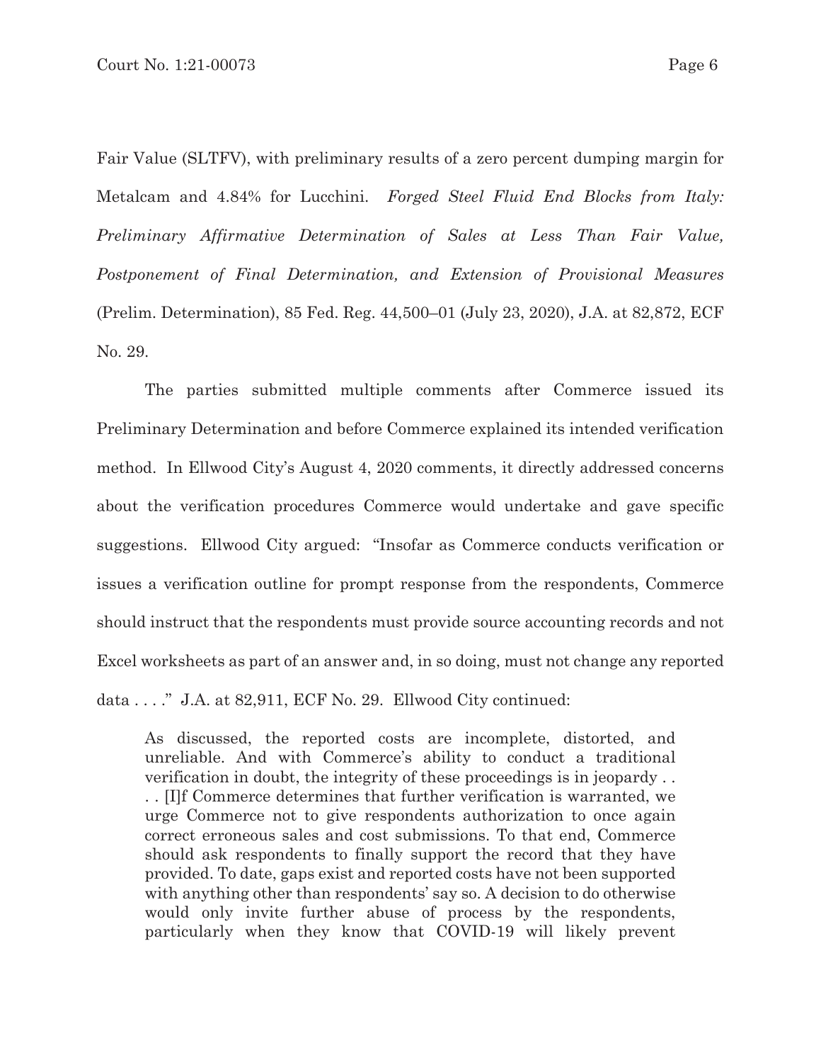Fair Value (SLTFV), with preliminary results of a zero percent dumping margin for Metalcam and 4.84% for Lucchini. *Forged Steel Fluid End Blocks from Italy: Preliminary Affirmative Determination of Sales at Less Than Fair Value, Postponement of Final Determination, and Extension of Provisional Measures* (Prelim. Determination), 85 Fed. Reg. 44,500–01 (July 23, 2020), J.A. at 82,872, ECF No. 29.

The parties submitted multiple comments after Commerce issued its Preliminary Determination and before Commerce explained its intended verification method. In Ellwood City's August 4, 2020 comments, it directly addressed concerns about the verification procedures Commerce would undertake and gave specific suggestions. Ellwood City argued: "Insofar as Commerce conducts verification or issues a verification outline for prompt response from the respondents, Commerce should instruct that the respondents must provide source accounting records and not Excel worksheets as part of an answer and, in so doing, must not change any reported data . . . ." J.A. at 82,911, ECF No. 29. Ellwood City continued:

> As discussed, the reported costs are incomplete, distorted, and unreliable. And with Commerce's ability to conduct a traditional verification in doubt, the integrity of these proceedings is in jeopardy . . . . [I]f Commerce determines that further verification is warranted, we urge Commerce not to give respondents authorization to once again correct erroneous sales and cost submissions. To that end, Commerce should ask respondents to finally support the record that they have provided. To date, gaps exist and reported costs have not been supported with anything other than respondents' say so. A decision to do otherwise would only invite further abuse of process by the respondents, particularly when they know that COVID-19 will likely prevent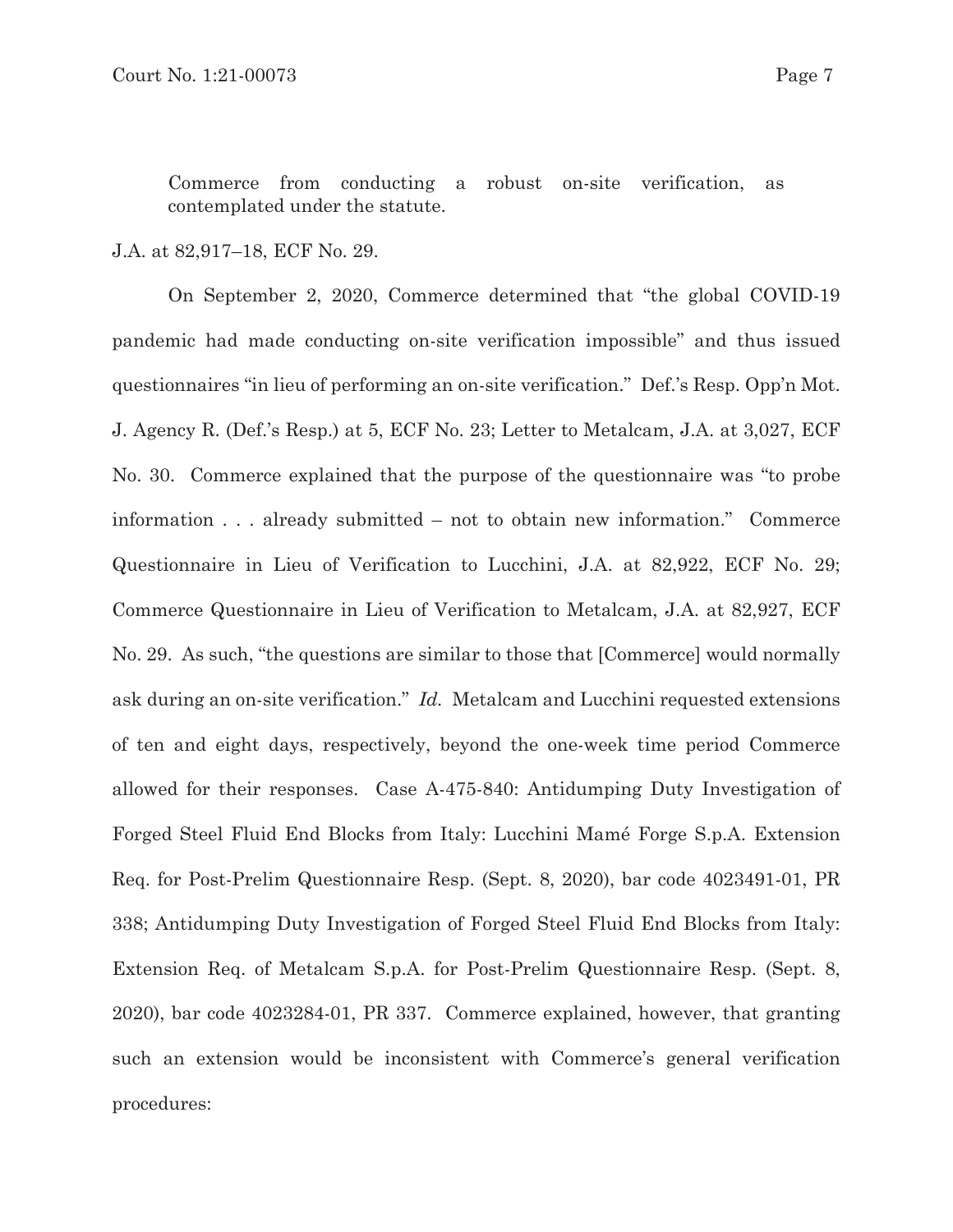> Commerce from conducting a robust on-site verification, as contemplated under the statute.

J.A. at 82,917–18, ECF No. 29.

On September 2, 2020, Commerce determined that "the global COVID-19 pandemic had made conducting on-site verification impossible" and thus issued questionnaires "in lieu of performing an on-site verification." Def.'s Resp. Opp'n Mot. J. Agency R. (Def.'s Resp.) at 5, ECF No. 23; Letter to Metalcam, J.A. at 3,027, ECF No. 30. Commerce explained that the purpose of the questionnaire was "to probe information . . . already submitted – not to obtain new information." Commerce Questionnaire in Lieu of Verification to Lucchini, J.A. at 82,922, ECF No. 29; Commerce Questionnaire in Lieu of Verification to Metalcam, J.A. at 82,927, ECF No. 29. As such, "the questions are similar to those that [Commerce] would normally ask during an on-site verification." *Id.* Metalcam and Lucchini requested extensions of ten and eight days, respectively, beyond the one-week time period Commerce allowed for their responses. Case A-475-840: Antidumping Duty Investigation of Forged Steel Fluid End Blocks from Italy: Lucchini Mamé Forge S.p.A. Extension Req. for Post-Prelim Questionnaire Resp. (Sept. 8, 2020), bar code 4023491-01, PR 338; Antidumping Duty Investigation of Forged Steel Fluid End Blocks from Italy: Extension Req. of Metalcam S.p.A. for Post-Prelim Questionnaire Resp. (Sept. 8, 2020), bar code 4023284-01, PR 337. Commerce explained, however, that granting such an extension would be inconsistent with Commerce's general verification procedures: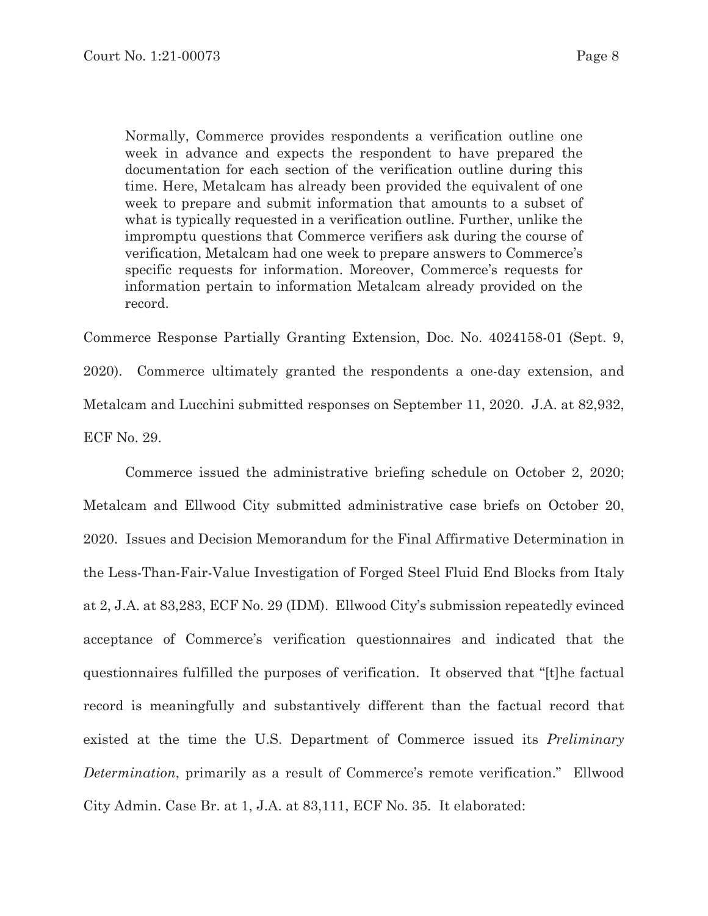> Normally, Commerce provides respondents a verification outline one week in advance and expects the respondent to have prepared the documentation for each section of the verification outline during this time. Here, Metalcam has already been provided the equivalent of one week to prepare and submit information that amounts to a subset of what is typically requested in a verification outline. Further, unlike the impromptu questions that Commerce verifiers ask during the course of verification, Metalcam had one week to prepare answers to Commerce's specific requests for information. Moreover, Commerce's requests for information pertain to information Metalcam already provided on the record.

Commerce Response Partially Granting Extension, Doc. No. 4024158-01 (Sept. 9, 2020). Commerce ultimately granted the respondents a one-day extension, and Metalcam and Lucchini submitted responses on September 11, 2020. J.A. at 82,932, ECF No. 29.

Commerce issued the administrative briefing schedule on October 2, 2020; Metalcam and Ellwood City submitted administrative case briefs on October 20, 2020. Issues and Decision Memorandum for the Final Affirmative Determination in the Less-Than-Fair-Value Investigation of Forged Steel Fluid End Blocks from Italy at 2, J.A. at 83,283, ECF No. 29 (IDM). Ellwood City's submission repeatedly evinced acceptance of Commerce's verification questionnaires and indicated that the questionnaires fulfilled the purposes of verification. It observed that "[t]he factual record is meaningfully and substantively different than the factual record that existed at the time the U.S. Department of Commerce issued its *Preliminary Determination*, primarily as a result of Commerce's remote verification." Ellwood City Admin. Case Br. at 1, J.A. at 83,111, ECF No. 35. It elaborated: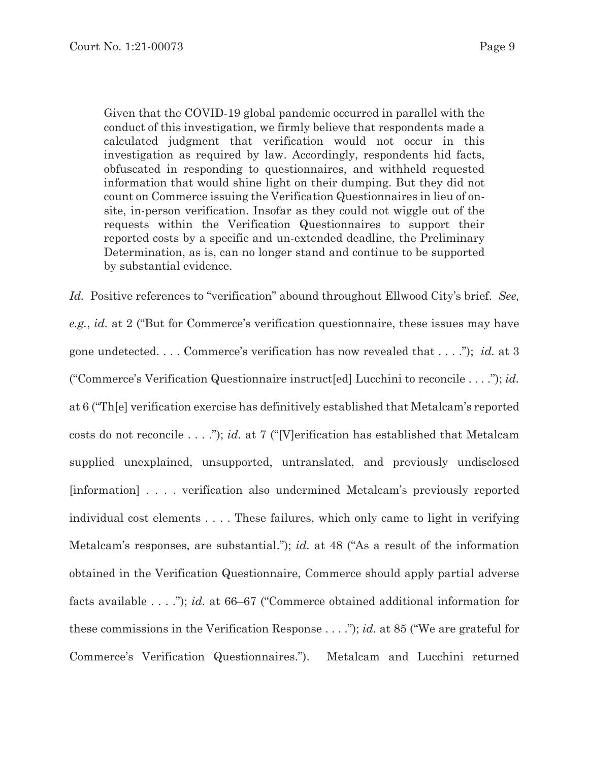> Given that the COVID-19 global pandemic occurred in parallel with the conduct of this investigation, we firmly believe that respondents made a calculated judgment that verification would not occur in this investigation as required by law. Accordingly, respondents hid facts, obfuscated in responding to questionnaires, and withheld requested information that would shine light on their dumping. But they did not count on Commerce issuing the Verification Questionnaires in lieu of on-site, in-person verification. Insofar as they could not wiggle out of the requests within the Verification Questionnaires to support their reported costs by a specific and un-extended deadline, the Preliminary Determination, as is, can no longer stand and continue to be supported by substantial evidence.

*Id.* Positive references to "verification" abound throughout Ellwood City's brief. *See, e.g.*, *id.* at 2 ("But for Commerce's verification questionnaire, these issues may have gone undetected. . . . Commerce's verification has now revealed that . . . ."); *id.* at 3 ("Commerce's Verification Questionnaire instruct[ed] Lucchini to reconcile . . . ."); *id.* at 6 ("Th[e] verification exercise has definitively established that Metalcam's reported costs do not reconcile . . . ."); *id.* at 7 ("[V]erification has established that Metalcam supplied unexplained, unsupported, untranslated, and previously undisclosed [information] . . . . verification also undermined Metalcam's previously reported individual cost elements . . . . These failures, which only came to light in verifying Metalcam's responses, are substantial."); *id.* at 48 ("As a result of the information obtained in the Verification Questionnaire, Commerce should apply partial adverse facts available . . . ."); *id.* at 66–67 ("Commerce obtained additional information for these commissions in the Verification Response . . . ."); *id.* at 85 ("We are grateful for Commerce's Verification Questionnaires."). Metalcam and Lucchini returned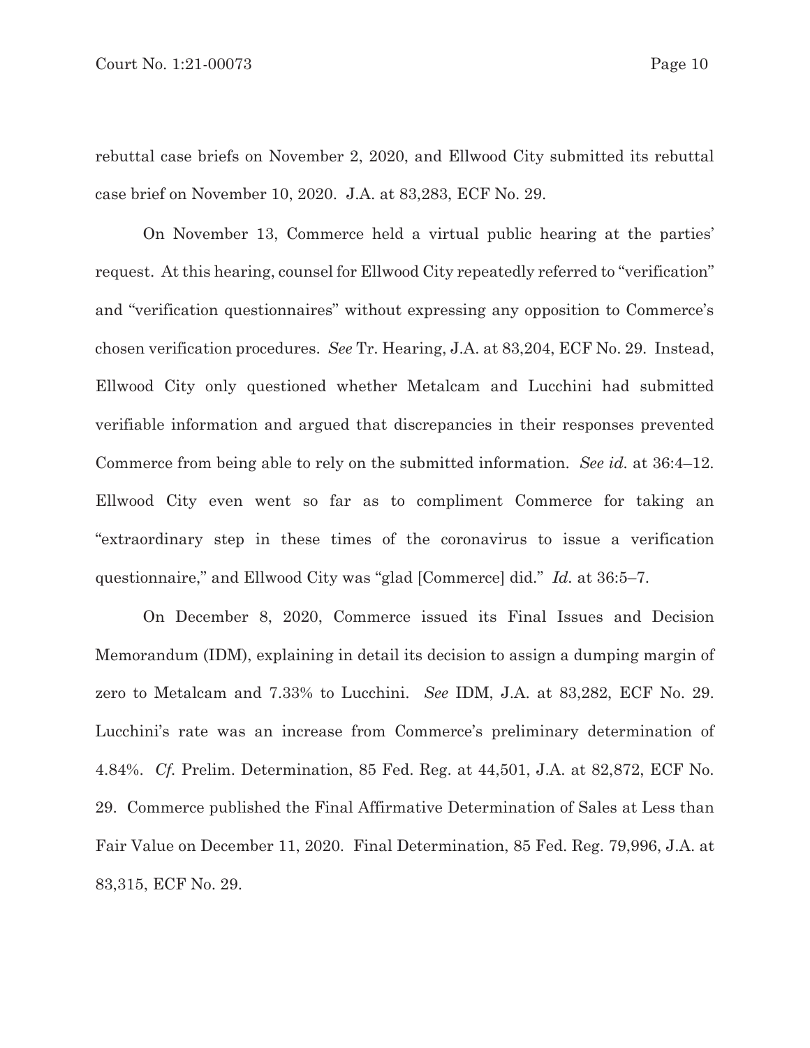rebuttal case briefs on November 2, 2020, and Ellwood City submitted its rebuttal case brief on November 10, 2020. J.A. at 83,283, ECF No. 29.

On November 13, Commerce held a virtual public hearing at the parties' request. At this hearing, counsel for Ellwood City repeatedly referred to "verification" and "verification questionnaires" without expressing any opposition to Commerce's chosen verification procedures. *See* Tr. Hearing, J.A. at 83,204, ECF No. 29. Instead, Ellwood City only questioned whether Metalcam and Lucchini had submitted verifiable information and argued that discrepancies in their responses prevented Commerce from being able to rely on the submitted information. *See id.* at 36:4–12. Ellwood City even went so far as to compliment Commerce for taking an "extraordinary step in these times of the coronavirus to issue a verification questionnaire," and Ellwood City was "glad [Commerce] did." *Id.* at 36:5–7.

On December 8, 2020, Commerce issued its Final Issues and Decision Memorandum (IDM), explaining in detail its decision to assign a dumping margin of zero to Metalcam and 7.33% to Lucchini. *See* IDM, J.A. at 83,282, ECF No. 29. Lucchini's rate was an increase from Commerce's preliminary determination of 4.84%. *Cf.* Prelim. Determination, 85 Fed. Reg. at 44,501, J.A. at 82,872, ECF No. 29. Commerce published the Final Affirmative Determination of Sales at Less than Fair Value on December 11, 2020. Final Determination, 85 Fed. Reg. 79,996, J.A. at 83,315, ECF No. 29.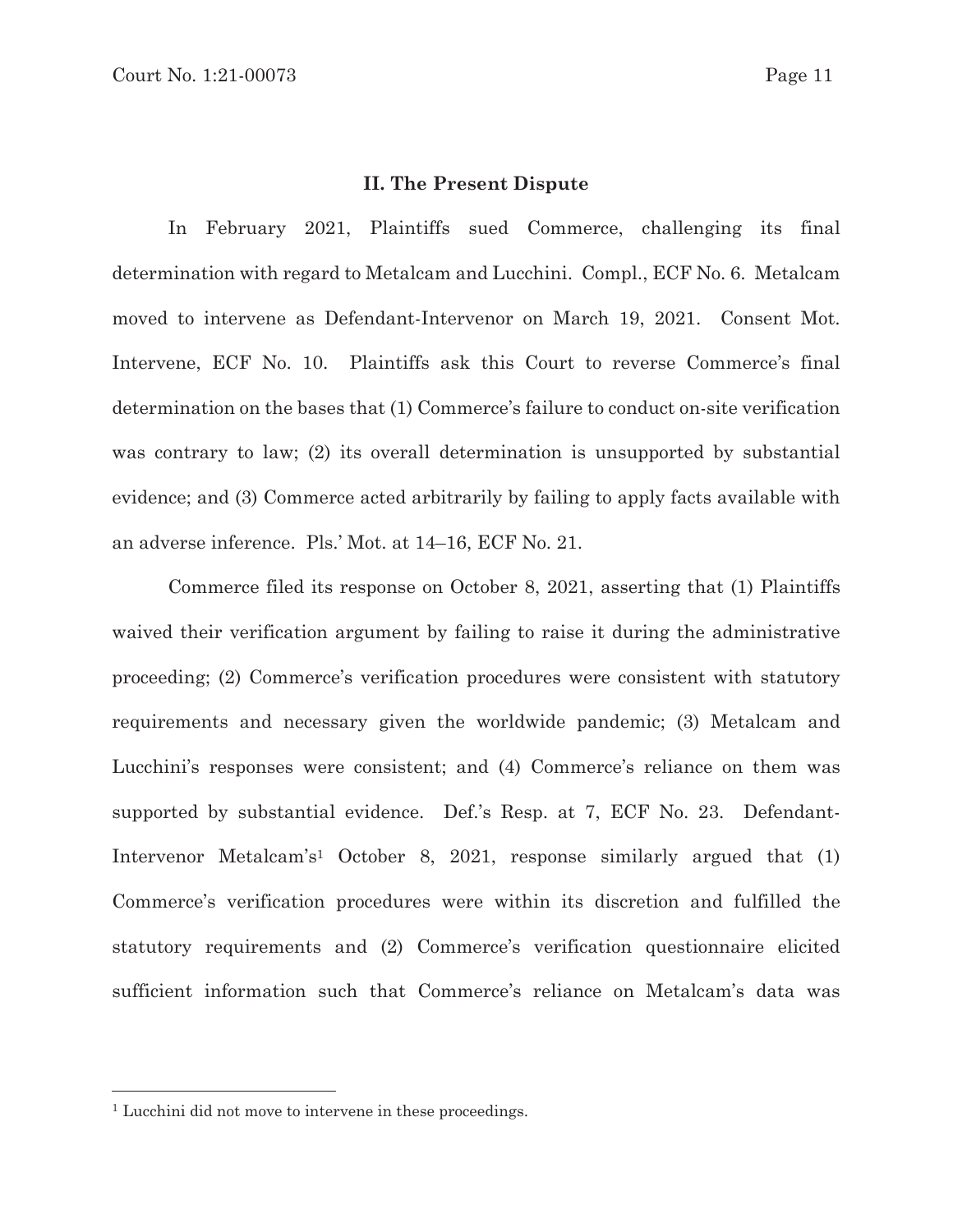## II. The Present Dispute

In February 2021, Plaintiffs sued Commerce, challenging its final determination with regard to Metalcam and Lucchini. Compl., ECF No. 6. Metalcam moved to intervene as Defendant-Intervenor on March 19, 2021. Consent Mot. Intervene, ECF No. 10. Plaintiffs ask this Court to reverse Commerce's final determination on the bases that (1) Commerce's failure to conduct on-site verification was contrary to law; (2) its overall determination is unsupported by substantial evidence; and (3) Commerce acted arbitrarily by failing to apply facts available with an adverse inference. Pls.' Mot. at 14–16, ECF No. 21.

Commerce filed its response on October 8, 2021, asserting that (1) Plaintiffs waived their verification argument by failing to raise it during the administrative proceeding; (2) Commerce's verification procedures were consistent with statutory requirements and necessary given the worldwide pandemic; (3) Metalcam and Lucchini's responses were consistent; and (4) Commerce's reliance on them was supported by substantial evidence. Def.'s Resp. at 7, ECF No. 23. Defendant-Intervenor Metalcam's[1] October 8, 2021, response similarly argued that (1) Commerce's verification procedures were within its discretion and fulfilled the statutory requirements and (2) Commerce's verification questionnaire elicited sufficient information such that Commerce's reliance on Metalcam's data was

[1] Lucchini did not move to intervene in these proceedings.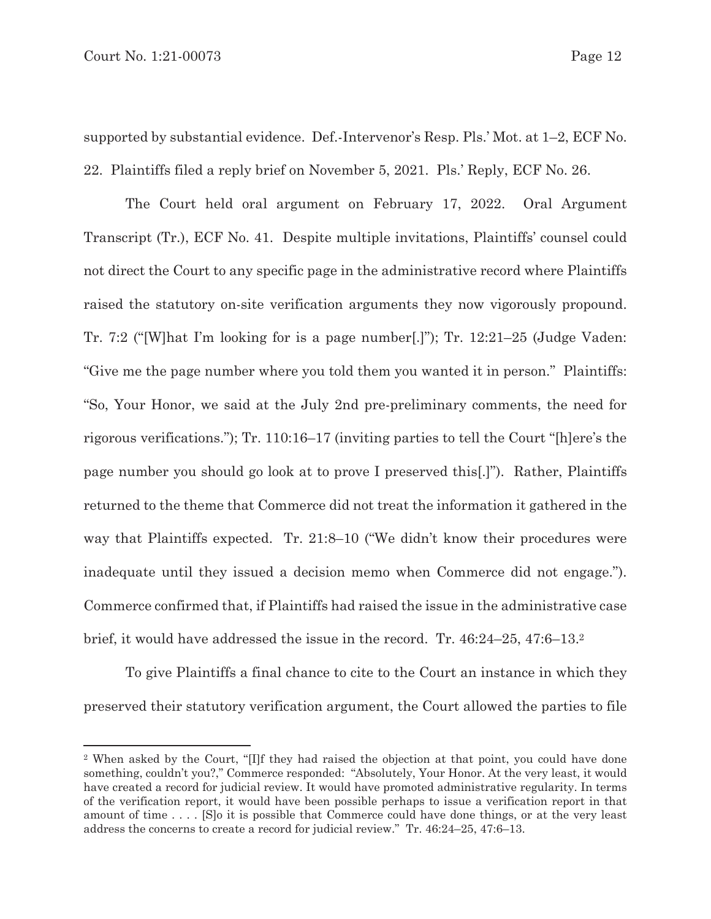supported by substantial evidence. Def.-Intervenor's Resp. Pls.' Mot. at 1–2, ECF No. 22. Plaintiffs filed a reply brief on November 5, 2021. Pls.' Reply, ECF No. 26.

The Court held oral argument on February 17, 2022. Oral Argument Transcript (Tr.), ECF No. 41. Despite multiple invitations, Plaintiffs' counsel could not direct the Court to any specific page in the administrative record where Plaintiffs raised the statutory on-site verification arguments they now vigorously propound. Tr. 7:2 ("[W]hat I'm looking for is a page number[.]"); Tr. 12:21–25 (Judge Vaden: "Give me the page number where you told them you wanted it in person." Plaintiffs: "So, Your Honor, we said at the July 2nd pre-preliminary comments, the need for rigorous verifications."); Tr. 110:16–17 (inviting parties to tell the Court "[h]ere's the page number you should go look at to prove I preserved this[.]"). Rather, Plaintiffs returned to the theme that Commerce did not treat the information it gathered in the way that Plaintiffs expected. Tr. 21:8–10 ("We didn't know their procedures were inadequate until they issued a decision memo when Commerce did not engage."). Commerce confirmed that, if Plaintiffs had raised the issue in the administrative case brief, it would have addressed the issue in the record. Tr. 46:24–25, 47:6–13.[2]

To give Plaintiffs a final chance to cite to the Court an instance in which they preserved their statutory verification argument, the Court allowed the parties to file

[2] When asked by the Court, "[I]f they had raised the objection at that point, you could have done something, couldn't you?," Commerce responded: "Absolutely, Your Honor. At the very least, it would have created a record for judicial review. It would have promoted administrative regularity. In terms of the verification report, it would have been possible perhaps to issue a verification report in that amount of time . . . . [S]o it is possible that Commerce could have done things, or at the very least address the concerns to create a record for judicial review." Tr. 46:24–25, 47:6–13.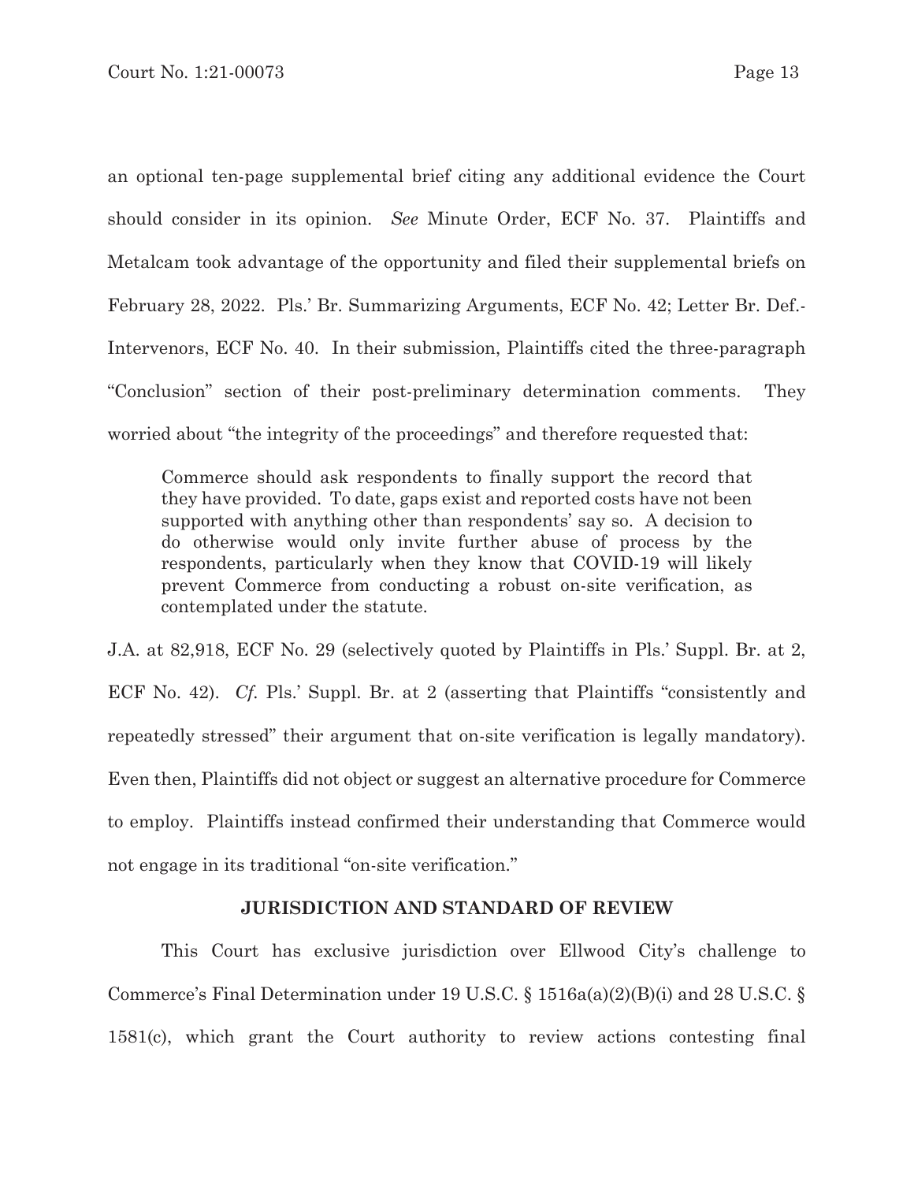an optional ten-page supplemental brief citing any additional evidence the Court should consider in its opinion. *See* Minute Order, ECF No. 37. Plaintiffs and Metalcam took advantage of the opportunity and filed their supplemental briefs on February 28, 2022. Pls.' Br. Summarizing Arguments, ECF No. 42; Letter Br. Def.-Intervenors, ECF No. 40. In their submission, Plaintiffs cited the three-paragraph "Conclusion" section of their post-preliminary determination comments. They worried about "the integrity of the proceedings" and therefore requested that:

> Commerce should ask respondents to finally support the record that they have provided. To date, gaps exist and reported costs have not been supported with anything other than respondents' say so. A decision to do otherwise would only invite further abuse of process by the respondents, particularly when they know that COVID-19 will likely prevent Commerce from conducting a robust on-site verification, as contemplated under the statute.

J.A. at 82,918, ECF No. 29 (selectively quoted by Plaintiffs in Pls.' Suppl. Br. at 2, ECF No. 42). *Cf.* Pls.' Suppl. Br. at 2 (asserting that Plaintiffs "consistently and repeatedly stressed" their argument that on-site verification is legally mandatory). Even then, Plaintiffs did not object or suggest an alternative procedure for Commerce to employ. Plaintiffs instead confirmed their understanding that Commerce would not engage in its traditional "on-site verification."

## JURISDICTION AND STANDARD OF REVIEW

This Court has exclusive jurisdiction over Ellwood City's challenge to Commerce's Final Determination under 19 U.S.C. § 1516a(a)(2)(B)(i) and 28 U.S.C. § 1581(c), which grant the Court authority to review actions contesting final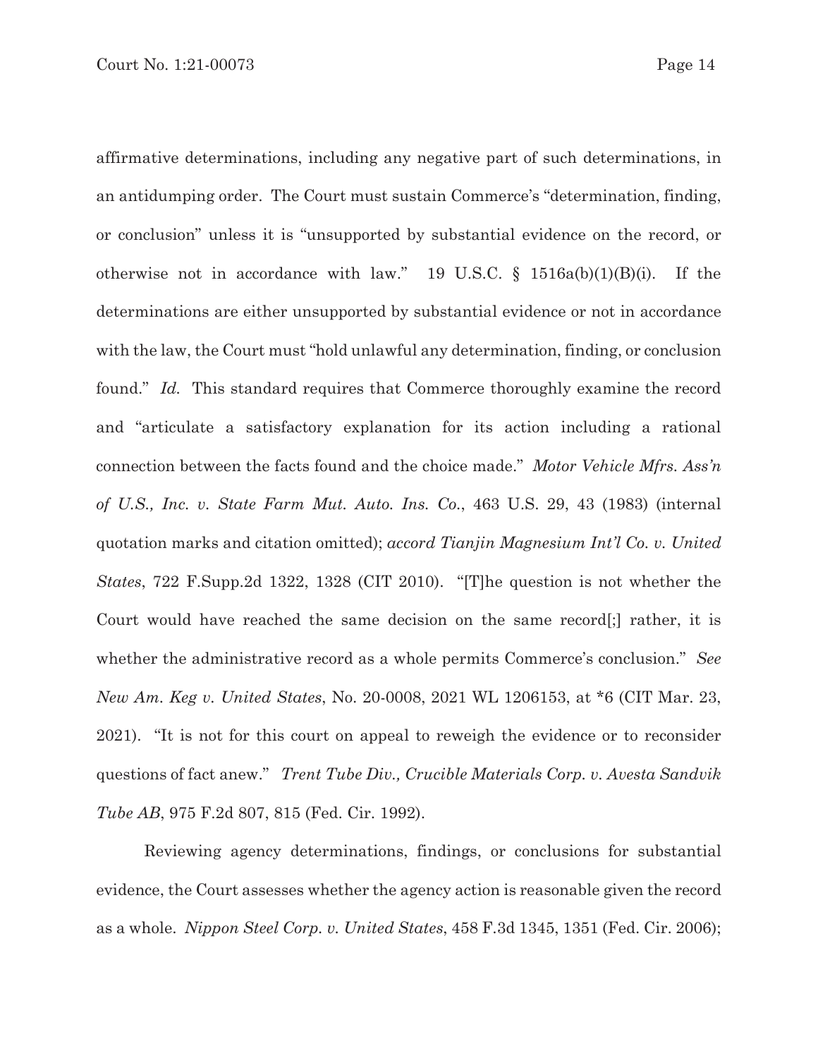affirmative determinations, including any negative part of such determinations, in an antidumping order. The Court must sustain Commerce's "determination, finding, or conclusion" unless it is "unsupported by substantial evidence on the record, or otherwise not in accordance with law." 19 U.S.C. § 1516a(b)(1)(B)(i). If the determinations are either unsupported by substantial evidence or not in accordance with the law, the Court must "hold unlawful any determination, finding, or conclusion found." *Id.* This standard requires that Commerce thoroughly examine the record and "articulate a satisfactory explanation for its action including a rational connection between the facts found and the choice made." *Motor Vehicle Mfrs. Ass'n of U.S., Inc. v. State Farm Mut. Auto. Ins. Co.*, 463 U.S. 29, 43 (1983) (internal quotation marks and citation omitted); *accord Tianjin Magnesium Int'l Co. v. United States*, 722 F.Supp.2d 1322, 1328 (CIT 2010). "[T]he question is not whether the Court would have reached the same decision on the same record[;] rather, it is whether the administrative record as a whole permits Commerce's conclusion." *See New Am. Keg v. United States*, No. 20-0008, 2021 WL 1206153, at *6 (CIT Mar. 23, 2021). "It is not for this court on appeal to reweigh the evidence or to reconsider questions of fact anew." *Trent Tube Div., Crucible Materials Corp. v. Avesta Sandvik Tube AB*, 975 F.2d 807, 815 (Fed. Cir. 1992).

Reviewing agency determinations, findings, or conclusions for substantial evidence, the Court assesses whether the agency action is reasonable given the record as a whole. *Nippon Steel Corp. v. United States*, 458 F.3d 1345, 1351 (Fed. Cir. 2006);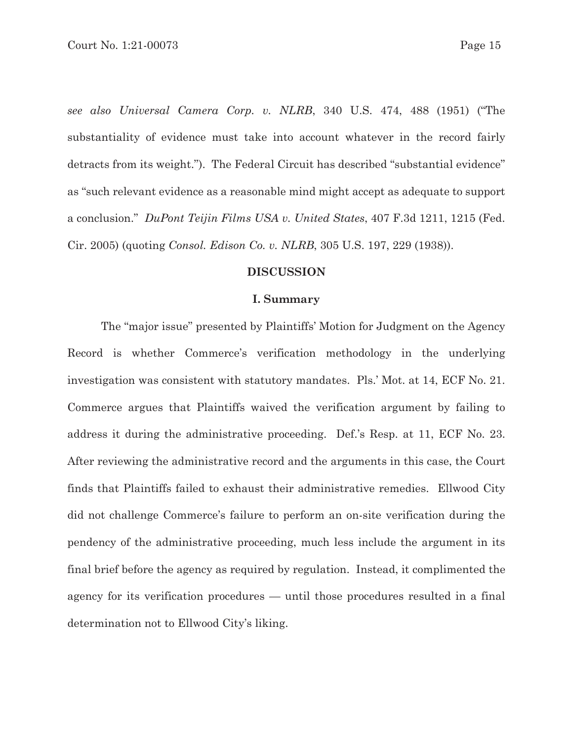*see also Universal Camera Corp. v. NLRB*, 340 U.S. 474, 488 (1951) ("The substantiality of evidence must take into account whatever in the record fairly detracts from its weight."). The Federal Circuit has described "substantial evidence" as "such relevant evidence as a reasonable mind might accept as adequate to support a conclusion." *DuPont Teijin Films USA v. United States*, 407 F.3d 1211, 1215 (Fed. Cir. 2005) (quoting *Consol. Edison Co. v. NLRB*, 305 U.S. 197, 229 (1938)).

## DISCUSSION

### I. Summary

The "major issue" presented by Plaintiffs' Motion for Judgment on the Agency Record is whether Commerce's verification methodology in the underlying investigation was consistent with statutory mandates. Pls.' Mot. at 14, ECF No. 21. Commerce argues that Plaintiffs waived the verification argument by failing to address it during the administrative proceeding. Def.'s Resp. at 11, ECF No. 23. After reviewing the administrative record and the arguments in this case, the Court finds that Plaintiffs failed to exhaust their administrative remedies. Ellwood City did not challenge Commerce's failure to perform an on-site verification during the pendency of the administrative proceeding, much less include the argument in its final brief before the agency as required by regulation. Instead, it complimented the agency for its verification procedures — until those procedures resulted in a final determination not to Ellwood City's liking.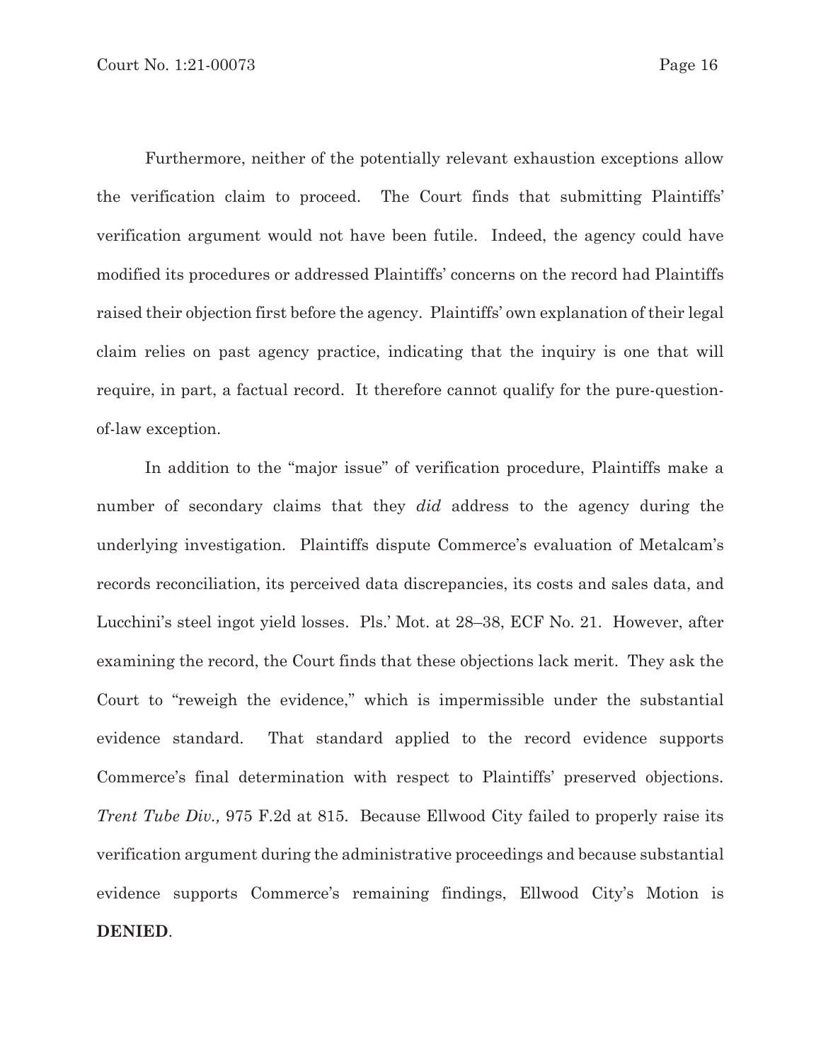Furthermore, neither of the potentially relevant exhaustion exceptions allow the verification claim to proceed. The Court finds that submitting Plaintiffs' verification argument would not have been futile. Indeed, the agency could have modified its procedures or addressed Plaintiffs' concerns on the record had Plaintiffs raised their objection first before the agency. Plaintiffs' own explanation of their legal claim relies on past agency practice, indicating that the inquiry is one that will require, in part, a factual record. It therefore cannot qualify for the pure-question-of-law exception.

In addition to the "major issue" of verification procedure, Plaintiffs make a number of secondary claims that they *did* address to the agency during the underlying investigation. Plaintiffs dispute Commerce's evaluation of Metalcam's records reconciliation, its perceived data discrepancies, its costs and sales data, and Lucchini's steel ingot yield losses. Pls.' Mot. at 28–38, ECF No. 21. However, after examining the record, the Court finds that these objections lack merit. They ask the Court to "reweigh the evidence," which is impermissible under the substantial evidence standard. That standard applied to the record evidence supports Commerce's final determination with respect to Plaintiffs' preserved objections. *Trent Tube Div.,* 975 F.2d at 815. Because Ellwood City failed to properly raise its verification argument during the administrative proceedings and because substantial evidence supports Commerce's remaining findings, Ellwood City's Motion is **DENIED**.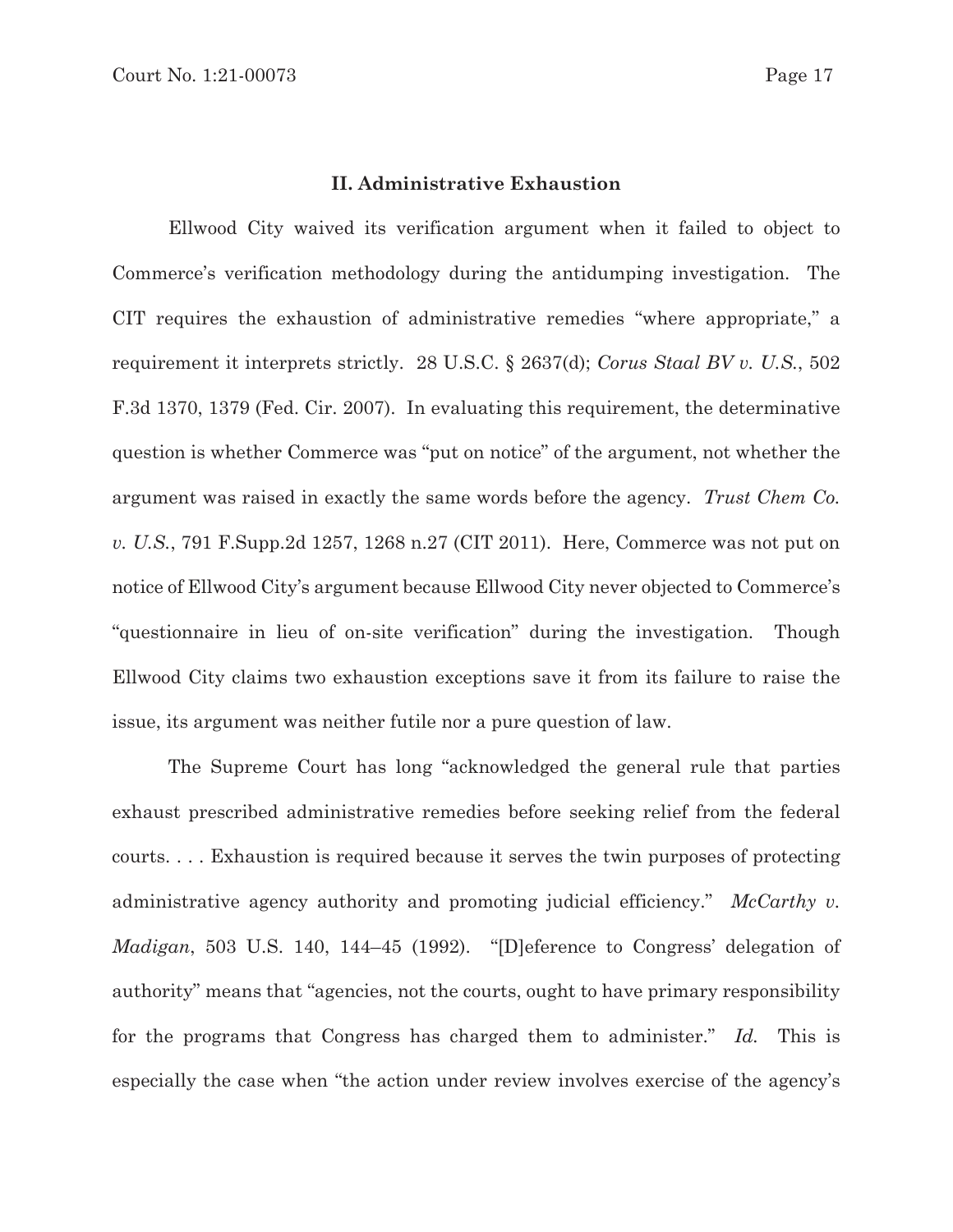## II. Administrative Exhaustion

Ellwood City waived its verification argument when it failed to object to Commerce's verification methodology during the antidumping investigation. The CIT requires the exhaustion of administrative remedies "where appropriate," a requirement it interprets strictly. 28 U.S.C. § 2637(d); *Corus Staal BV v. U.S.*, 502 F.3d 1370, 1379 (Fed. Cir. 2007). In evaluating this requirement, the determinative question is whether Commerce was "put on notice" of the argument, not whether the argument was raised in exactly the same words before the agency. *Trust Chem Co. v. U.S.*, 791 F.Supp.2d 1257, 1268 n.27 (CIT 2011). Here, Commerce was not put on notice of Ellwood City's argument because Ellwood City never objected to Commerce's "questionnaire in lieu of on-site verification" during the investigation. Though Ellwood City claims two exhaustion exceptions save it from its failure to raise the issue, its argument was neither futile nor a pure question of law.

The Supreme Court has long "acknowledged the general rule that parties exhaust prescribed administrative remedies before seeking relief from the federal courts. . . . Exhaustion is required because it serves the twin purposes of protecting administrative agency authority and promoting judicial efficiency." *McCarthy v. Madigan*, 503 U.S. 140, 144–45 (1992). "[D]eference to Congress' delegation of authority" means that "agencies, not the courts, ought to have primary responsibility for the programs that Congress has charged them to administer." *Id.* This is especially the case when "the action under review involves exercise of the agency's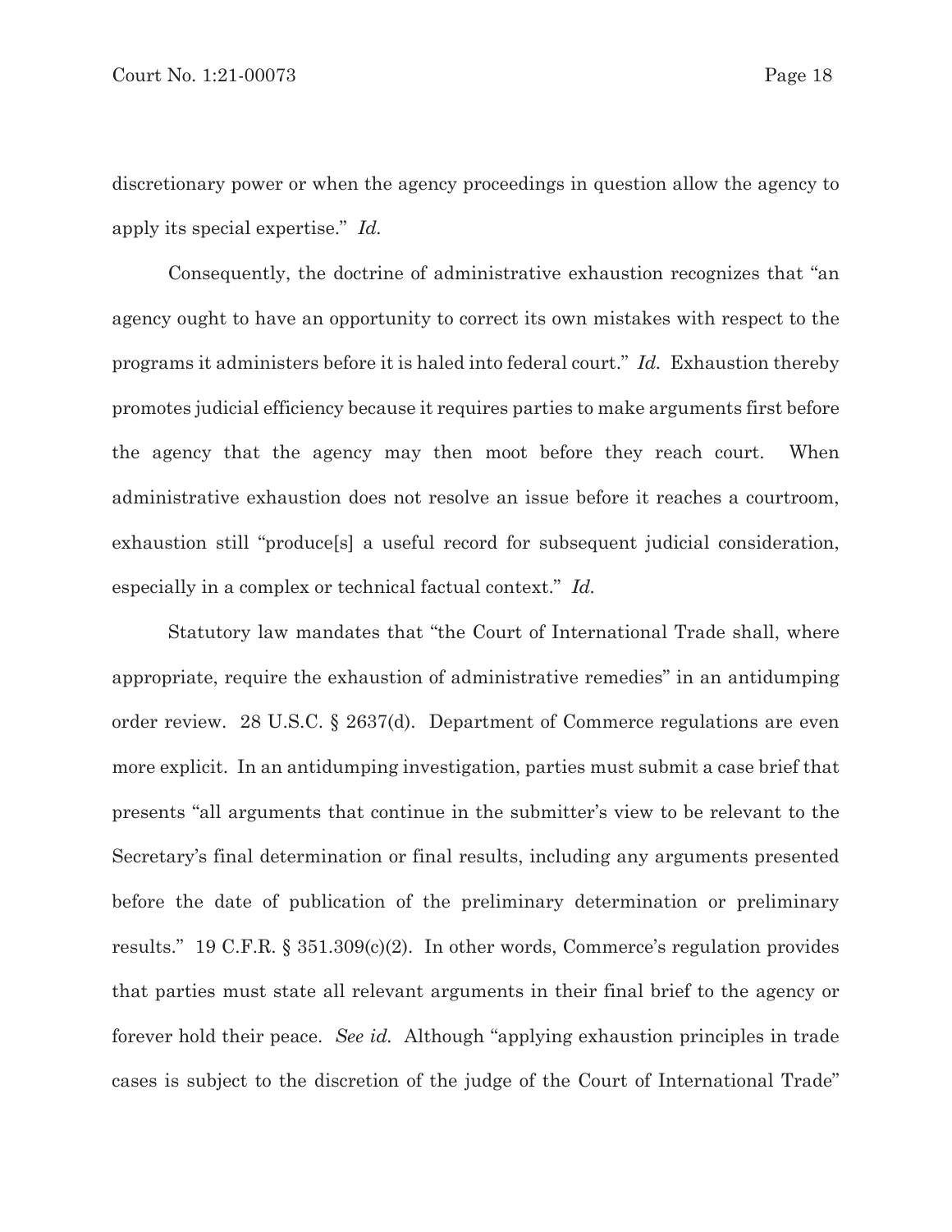discretionary power or when the agency proceedings in question allow the agency to apply its special expertise." *Id.*

Consequently, the doctrine of administrative exhaustion recognizes that "an agency ought to have an opportunity to correct its own mistakes with respect to the programs it administers before it is haled into federal court." *Id.* Exhaustion thereby promotes judicial efficiency because it requires parties to make arguments first before the agency that the agency may then moot before they reach court. When administrative exhaustion does not resolve an issue before it reaches a courtroom, exhaustion still "produce[s] a useful record for subsequent judicial consideration, especially in a complex or technical factual context." *Id.*

Statutory law mandates that "the Court of International Trade shall, where appropriate, require the exhaustion of administrative remedies" in an antidumping order review. 28 U.S.C. § 2637(d). Department of Commerce regulations are even more explicit. In an antidumping investigation, parties must submit a case brief that presents "all arguments that continue in the submitter's view to be relevant to the Secretary's final determination or final results, including any arguments presented before the date of publication of the preliminary determination or preliminary results." 19 C.F.R. § 351.309(c)(2). In other words, Commerce's regulation provides that parties must state all relevant arguments in their final brief to the agency or forever hold their peace. *See id.* Although "applying exhaustion principles in trade cases is subject to the discretion of the judge of the Court of International Trade"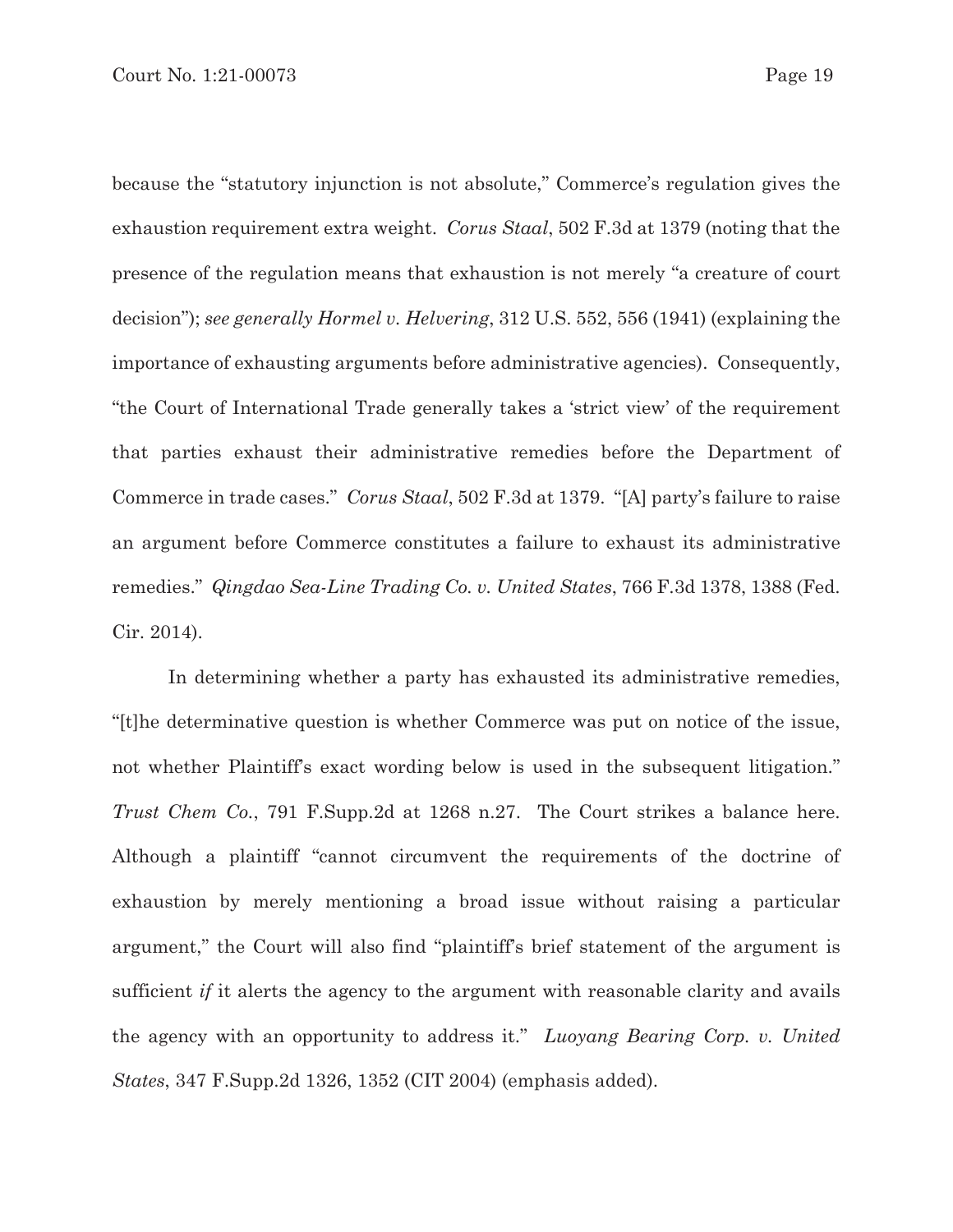because the "statutory injunction is not absolute," Commerce's regulation gives the exhaustion requirement extra weight. *Corus Staal*, 502 F.3d at 1379 (noting that the presence of the regulation means that exhaustion is not merely "a creature of court decision"); *see generally Hormel v. Helvering*, 312 U.S. 552, 556 (1941) (explaining the importance of exhausting arguments before administrative agencies). Consequently, "the Court of International Trade generally takes a 'strict view' of the requirement that parties exhaust their administrative remedies before the Department of Commerce in trade cases." *Corus Staal*, 502 F.3d at 1379. "[A] party's failure to raise an argument before Commerce constitutes a failure to exhaust its administrative remedies." *Qingdao Sea-Line Trading Co. v. United States*, 766 F.3d 1378, 1388 (Fed. Cir. 2014).

In determining whether a party has exhausted its administrative remedies, "[t]he determinative question is whether Commerce was put on notice of the issue, not whether Plaintiff's exact wording below is used in the subsequent litigation." *Trust Chem Co.*, 791 F.Supp.2d at 1268 n.27. The Court strikes a balance here. Although a plaintiff "cannot circumvent the requirements of the doctrine of exhaustion by merely mentioning a broad issue without raising a particular argument," the Court will also find "plaintiff's brief statement of the argument is sufficient *if* it alerts the agency to the argument with reasonable clarity and avails the agency with an opportunity to address it." *Luoyang Bearing Corp. v. United States*, 347 F.Supp.2d 1326, 1352 (CIT 2004) (emphasis added).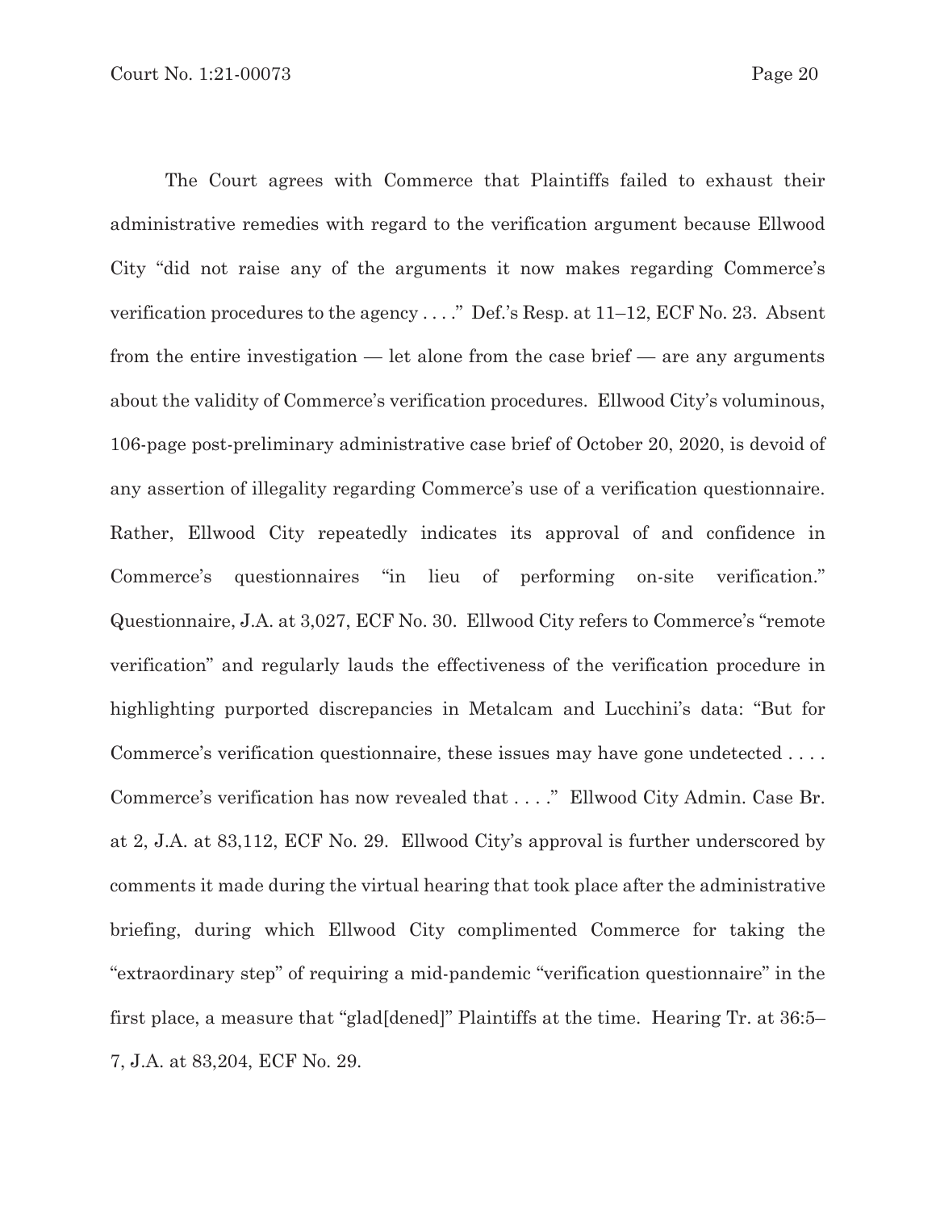The Court agrees with Commerce that Plaintiffs failed to exhaust their administrative remedies with regard to the verification argument because Ellwood City "did not raise any of the arguments it now makes regarding Commerce's verification procedures to the agency . . . ." Def.'s Resp. at 11–12, ECF No. 23. Absent from the entire investigation — let alone from the case brief — are any arguments about the validity of Commerce's verification procedures. Ellwood City's voluminous, 106-page post-preliminary administrative case brief of October 20, 2020, is devoid of any assertion of illegality regarding Commerce's use of a verification questionnaire. Rather, Ellwood City repeatedly indicates its approval of and confidence in Commerce's questionnaires "in lieu of performing on-site verification." Questionnaire, J.A. at 3,027, ECF No. 30. Ellwood City refers to Commerce's "remote verification" and regularly lauds the effectiveness of the verification procedure in highlighting purported discrepancies in Metalcam and Lucchini's data: "But for Commerce's verification questionnaire, these issues may have gone undetected . . . . Commerce's verification has now revealed that . . . ." Ellwood City Admin. Case Br. at 2, J.A. at 83,112, ECF No. 29. Ellwood City's approval is further underscored by comments it made during the virtual hearing that took place after the administrative briefing, during which Ellwood City complimented Commerce for taking the "extraordinary step" of requiring a mid-pandemic "verification questionnaire" in the first place, a measure that "glad[dened]" Plaintiffs at the time. Hearing Tr. at 36:5–7, J.A. at 83,204, ECF No. 29.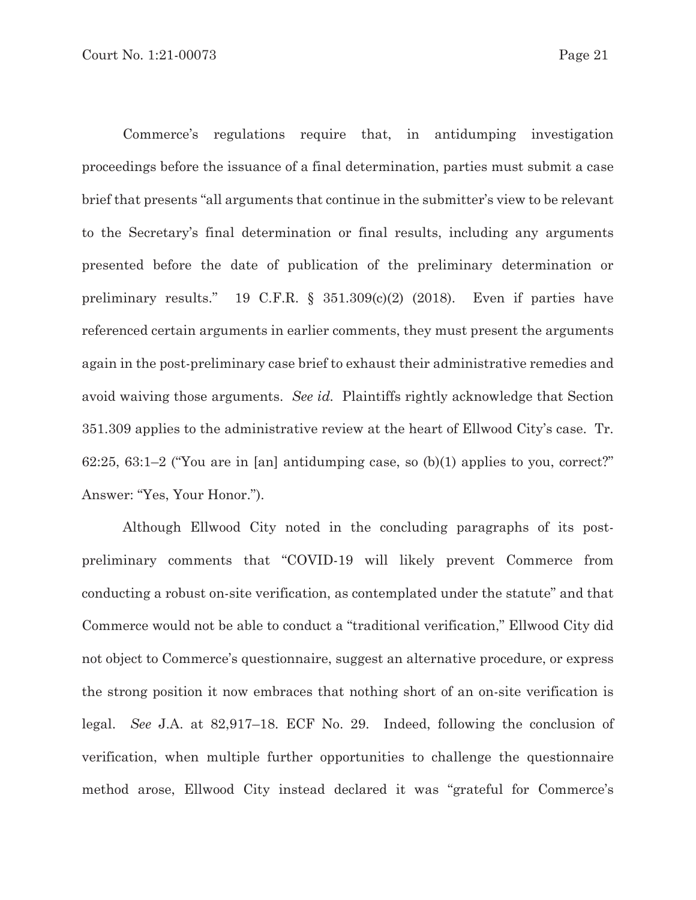Commerce's regulations require that, in antidumping investigation proceedings before the issuance of a final determination, parties must submit a case brief that presents "all arguments that continue in the submitter's view to be relevant to the Secretary's final determination or final results, including any arguments presented before the date of publication of the preliminary determination or preliminary results." 19 C.F.R. § 351.309(c)(2) (2018). Even if parties have referenced certain arguments in earlier comments, they must present the arguments again in the post-preliminary case brief to exhaust their administrative remedies and avoid waiving those arguments. *See id.* Plaintiffs rightly acknowledge that Section 351.309 applies to the administrative review at the heart of Ellwood City's case. Tr. 62:25, 63:1–2 ("You are in [an] antidumping case, so (b)(1) applies to you, correct?" Answer: "Yes, Your Honor.").

Although Ellwood City noted in the concluding paragraphs of its post-preliminary comments that "COVID-19 will likely prevent Commerce from conducting a robust on-site verification, as contemplated under the statute" and that Commerce would not be able to conduct a "traditional verification," Ellwood City did not object to Commerce's questionnaire, suggest an alternative procedure, or express the strong position it now embraces that nothing short of an on-site verification is legal. *See* J.A. at 82,917–18. ECF No. 29. Indeed, following the conclusion of verification, when multiple further opportunities to challenge the questionnaire method arose, Ellwood City instead declared it was "grateful for Commerce's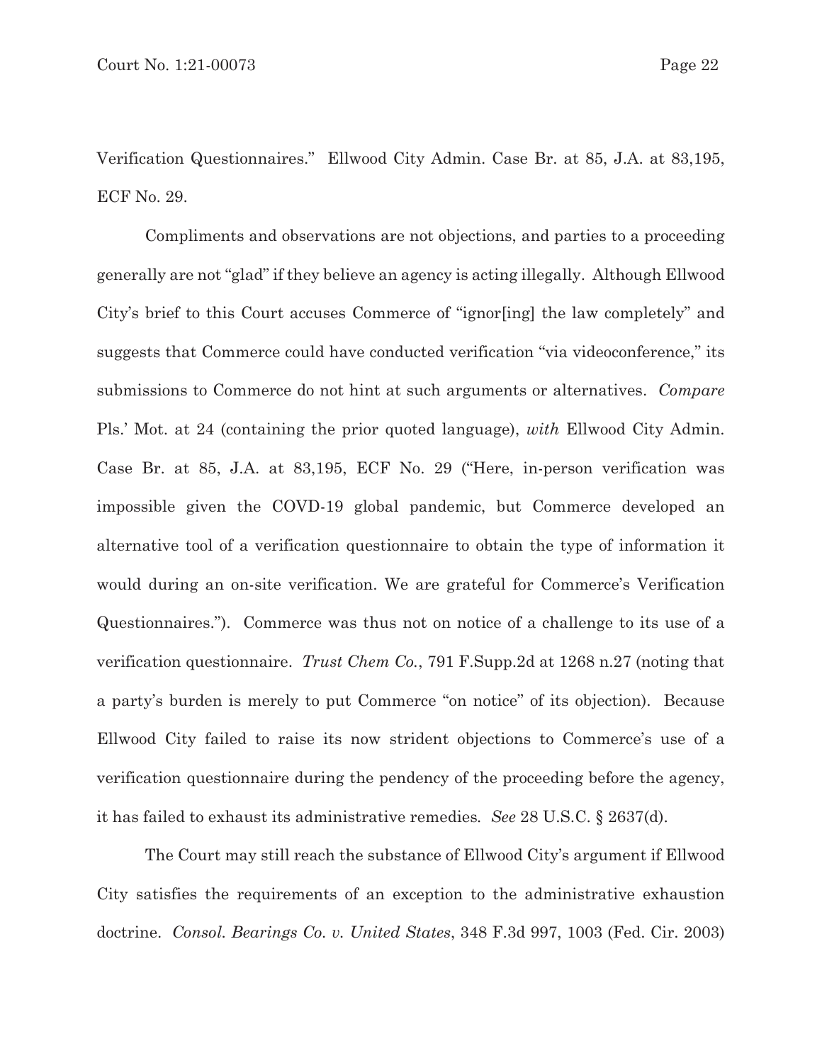Verification Questionnaires." Ellwood City Admin. Case Br. at 85, J.A. at 83,195, ECF No. 29.

Compliments and observations are not objections, and parties to a proceeding generally are not "glad" if they believe an agency is acting illegally. Although Ellwood City's brief to this Court accuses Commerce of "ignor[ing] the law completely" and suggests that Commerce could have conducted verification "via videoconference," its submissions to Commerce do not hint at such arguments or alternatives. *Compare* Pls.' Mot. at 24 (containing the prior quoted language), *with* Ellwood City Admin. Case Br. at 85, J.A. at 83,195, ECF No. 29 ("Here, in-person verification was impossible given the COVD-19 global pandemic, but Commerce developed an alternative tool of a verification questionnaire to obtain the type of information it would during an on-site verification. We are grateful for Commerce's Verification Questionnaires."). Commerce was thus not on notice of a challenge to its use of a verification questionnaire. *Trust Chem Co.*, 791 F.Supp.2d at 1268 n.27 (noting that a party's burden is merely to put Commerce "on notice" of its objection). Because Ellwood City failed to raise its now strident objections to Commerce's use of a verification questionnaire during the pendency of the proceeding before the agency, it has failed to exhaust its administrative remedies. *See* 28 U.S.C. § 2637(d).

The Court may still reach the substance of Ellwood City's argument if Ellwood City satisfies the requirements of an exception to the administrative exhaustion doctrine. *Consol. Bearings Co. v. United States*, 348 F.3d 997, 1003 (Fed. Cir. 2003)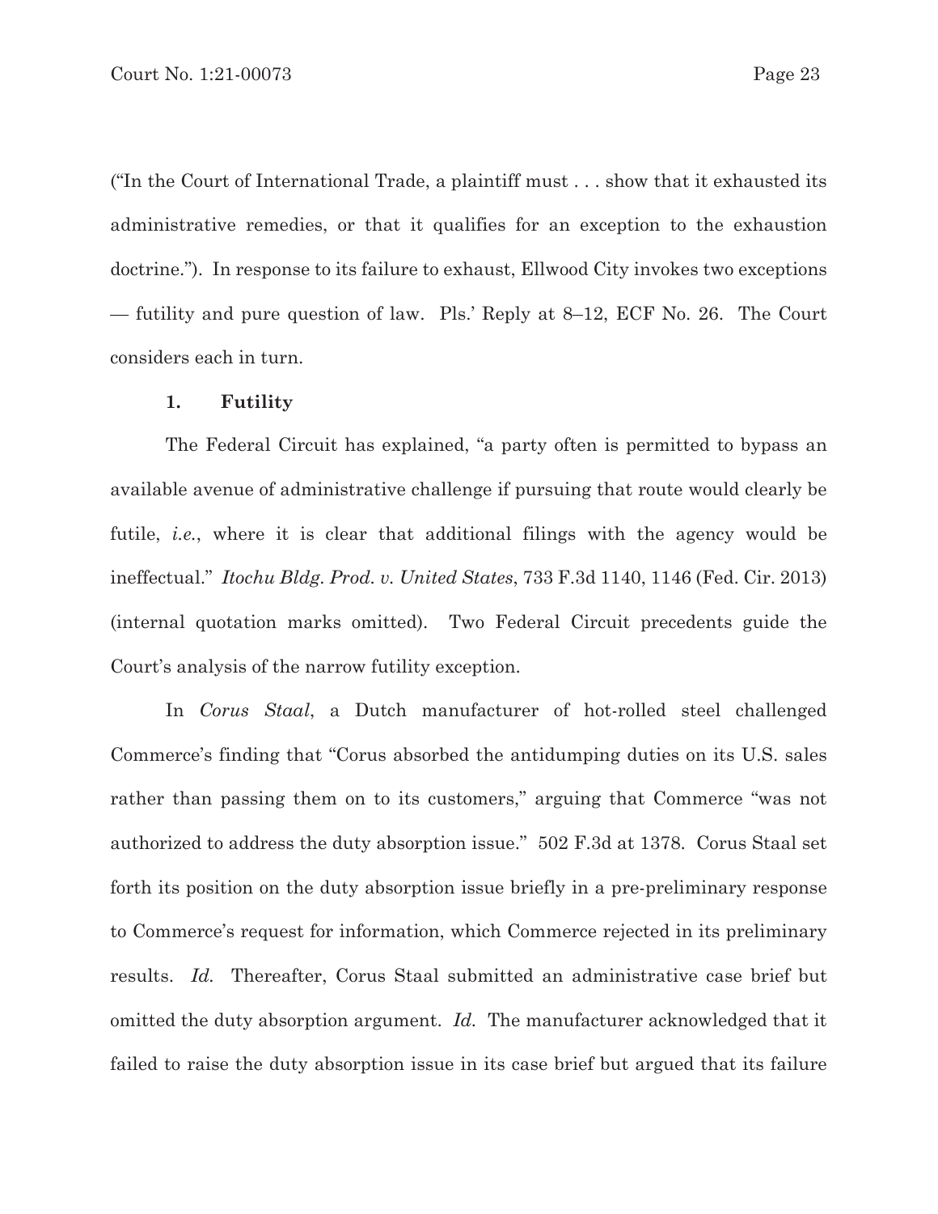("In the Court of International Trade, a plaintiff must . . . show that it exhausted its administrative remedies, or that it qualifies for an exception to the exhaustion doctrine."). In response to its failure to exhaust, Ellwood City invokes two exceptions — futility and pure question of law. Pls.' Reply at 8–12, ECF No. 26. The Court considers each in turn.

### 1. Futility

The Federal Circuit has explained, "a party often is permitted to bypass an available avenue of administrative challenge if pursuing that route would clearly be futile, *i.e.*, where it is clear that additional filings with the agency would be ineffectual." *Itochu Bldg. Prod. v. United States*, 733 F.3d 1140, 1146 (Fed. Cir. 2013) (internal quotation marks omitted). Two Federal Circuit precedents guide the Court's analysis of the narrow futility exception.

In *Corus Staal*, a Dutch manufacturer of hot-rolled steel challenged Commerce's finding that "Corus absorbed the antidumping duties on its U.S. sales rather than passing them on to its customers," arguing that Commerce "was not authorized to address the duty absorption issue." 502 F.3d at 1378. Corus Staal set forth its position on the duty absorption issue briefly in a pre-preliminary response to Commerce's request for information, which Commerce rejected in its preliminary results. *Id.* Thereafter, Corus Staal submitted an administrative case brief but omitted the duty absorption argument. *Id.* The manufacturer acknowledged that it failed to raise the duty absorption issue in its case brief but argued that its failure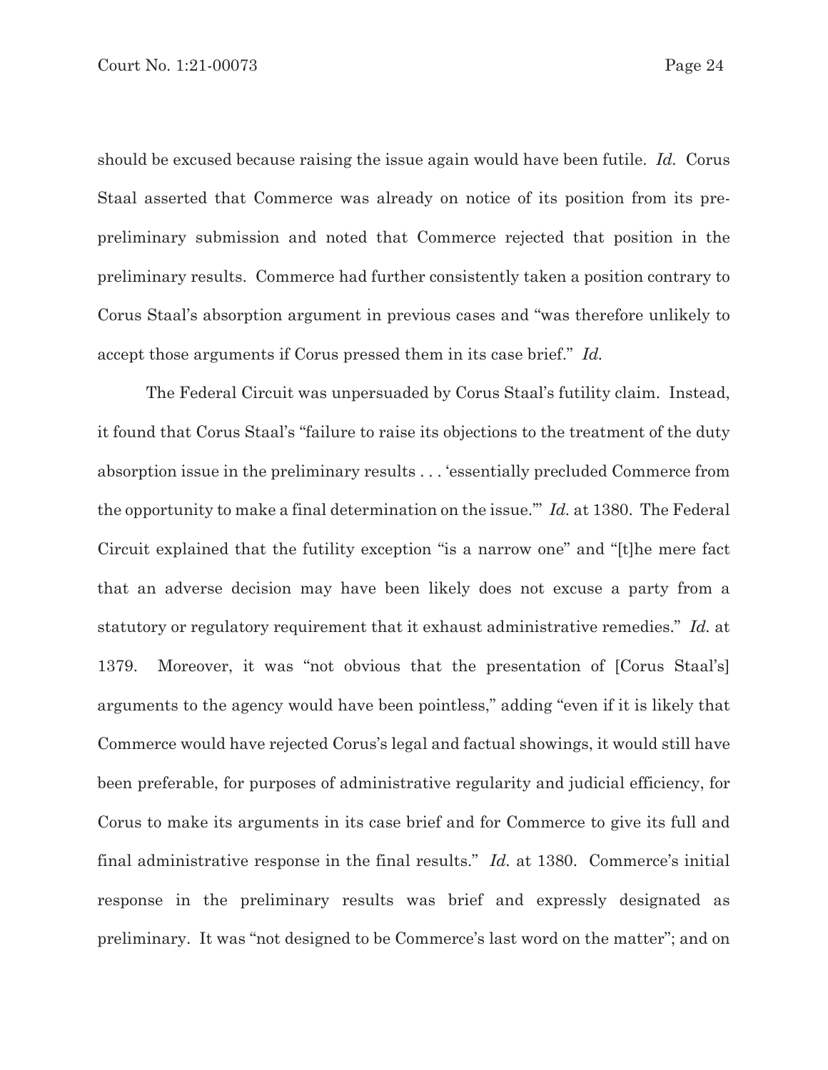should be excused because raising the issue again would have been futile. *Id.* Corus Staal asserted that Commerce was already on notice of its position from its pre-preliminary submission and noted that Commerce rejected that position in the preliminary results. Commerce had further consistently taken a position contrary to Corus Staal's absorption argument in previous cases and "was therefore unlikely to accept those arguments if Corus pressed them in its case brief." *Id.*

The Federal Circuit was unpersuaded by Corus Staal's futility claim. Instead, it found that Corus Staal's "failure to raise its objections to the treatment of the duty absorption issue in the preliminary results . . . 'essentially precluded Commerce from the opportunity to make a final determination on the issue.'" *Id.* at 1380. The Federal Circuit explained that the futility exception "is a narrow one" and "[t]he mere fact that an adverse decision may have been likely does not excuse a party from a statutory or regulatory requirement that it exhaust administrative remedies." *Id.* at 1379. Moreover, it was "not obvious that the presentation of [Corus Staal's] arguments to the agency would have been pointless," adding "even if it is likely that Commerce would have rejected Corus's legal and factual showings, it would still have been preferable, for purposes of administrative regularity and judicial efficiency, for Corus to make its arguments in its case brief and for Commerce to give its full and final administrative response in the final results." *Id.* at 1380. Commerce's initial response in the preliminary results was brief and expressly designated as preliminary. It was "not designed to be Commerce's last word on the matter"; and on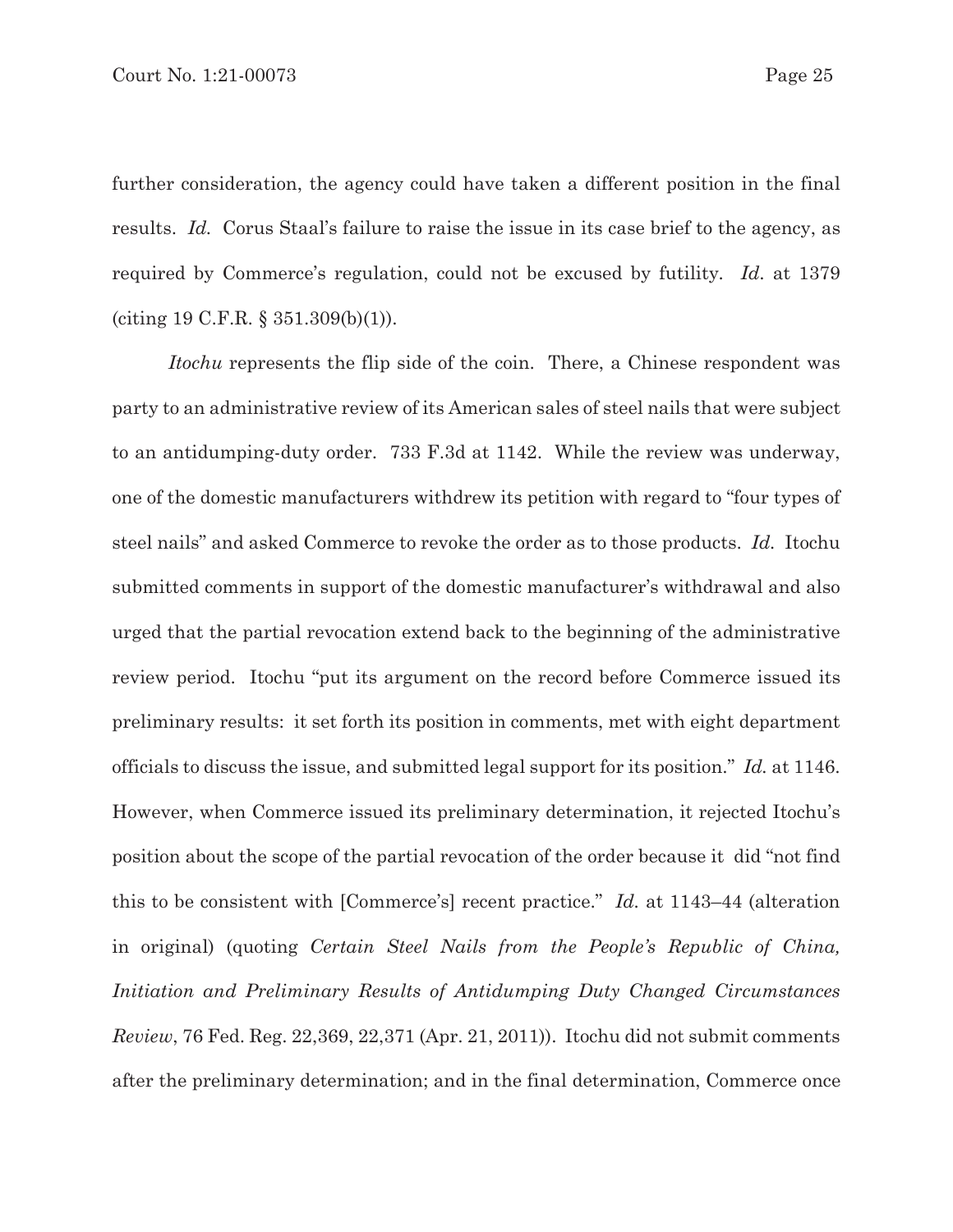further consideration, the agency could have taken a different position in the final results. *Id.* Corus Staal's failure to raise the issue in its case brief to the agency, as required by Commerce's regulation, could not be excused by futility. *Id*. at 1379 (citing 19 C.F.R. § 351.309(b)(1)).

*Itochu* represents the flip side of the coin. There, a Chinese respondent was party to an administrative review of its American sales of steel nails that were subject to an antidumping-duty order. 733 F.3d at 1142. While the review was underway, one of the domestic manufacturers withdrew its petition with regard to "four types of steel nails" and asked Commerce to revoke the order as to those products. *Id.* Itochu submitted comments in support of the domestic manufacturer's withdrawal and also urged that the partial revocation extend back to the beginning of the administrative review period. Itochu "put its argument on the record before Commerce issued its preliminary results: it set forth its position in comments, met with eight department officials to discuss the issue, and submitted legal support for its position." *Id.* at 1146. However, when Commerce issued its preliminary determination, it rejected Itochu's position about the scope of the partial revocation of the order because it did "not find this to be consistent with [Commerce's] recent practice." *Id.* at 1143–44 (alteration in original) (quoting *Certain Steel Nails from the People's Republic of China, Initiation and Preliminary Results of Antidumping Duty Changed Circumstances Review*, 76 Fed. Reg. 22,369, 22,371 (Apr. 21, 2011)). Itochu did not submit comments after the preliminary determination; and in the final determination, Commerce once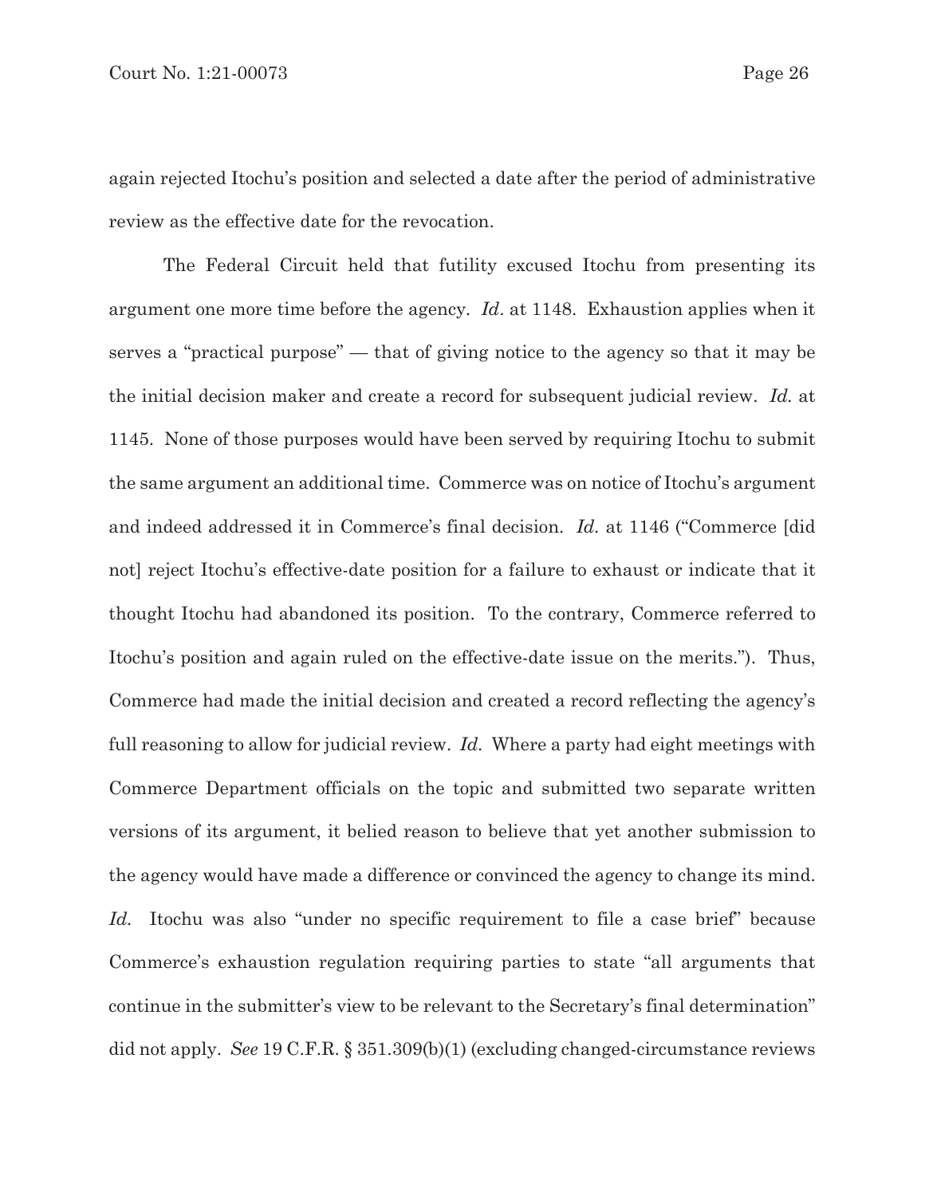again rejected Itochu's position and selected a date after the period of administrative review as the effective date for the revocation.

The Federal Circuit held that futility excused Itochu from presenting its argument one more time before the agency. *Id*. at 1148. Exhaustion applies when it serves a "practical purpose" — that of giving notice to the agency so that it may be the initial decision maker and create a record for subsequent judicial review. *Id.* at 1145. None of those purposes would have been served by requiring Itochu to submit the same argument an additional time. Commerce was on notice of Itochu's argument and indeed addressed it in Commerce's final decision. *Id.* at 1146 ("Commerce [did not] reject Itochu's effective-date position for a failure to exhaust or indicate that it thought Itochu had abandoned its position. To the contrary, Commerce referred to Itochu's position and again ruled on the effective-date issue on the merits."). Thus, Commerce had made the initial decision and created a record reflecting the agency's full reasoning to allow for judicial review. *Id*. Where a party had eight meetings with Commerce Department officials on the topic and submitted two separate written versions of its argument, it belied reason to believe that yet another submission to the agency would have made a difference or convinced the agency to change its mind. *Id.* Itochu was also "under no specific requirement to file a case brief" because Commerce's exhaustion regulation requiring parties to state "all arguments that continue in the submitter's view to be relevant to the Secretary's final determination" did not apply. *See* 19 C.F.R. § 351.309(b)(1) (excluding changed-circumstance reviews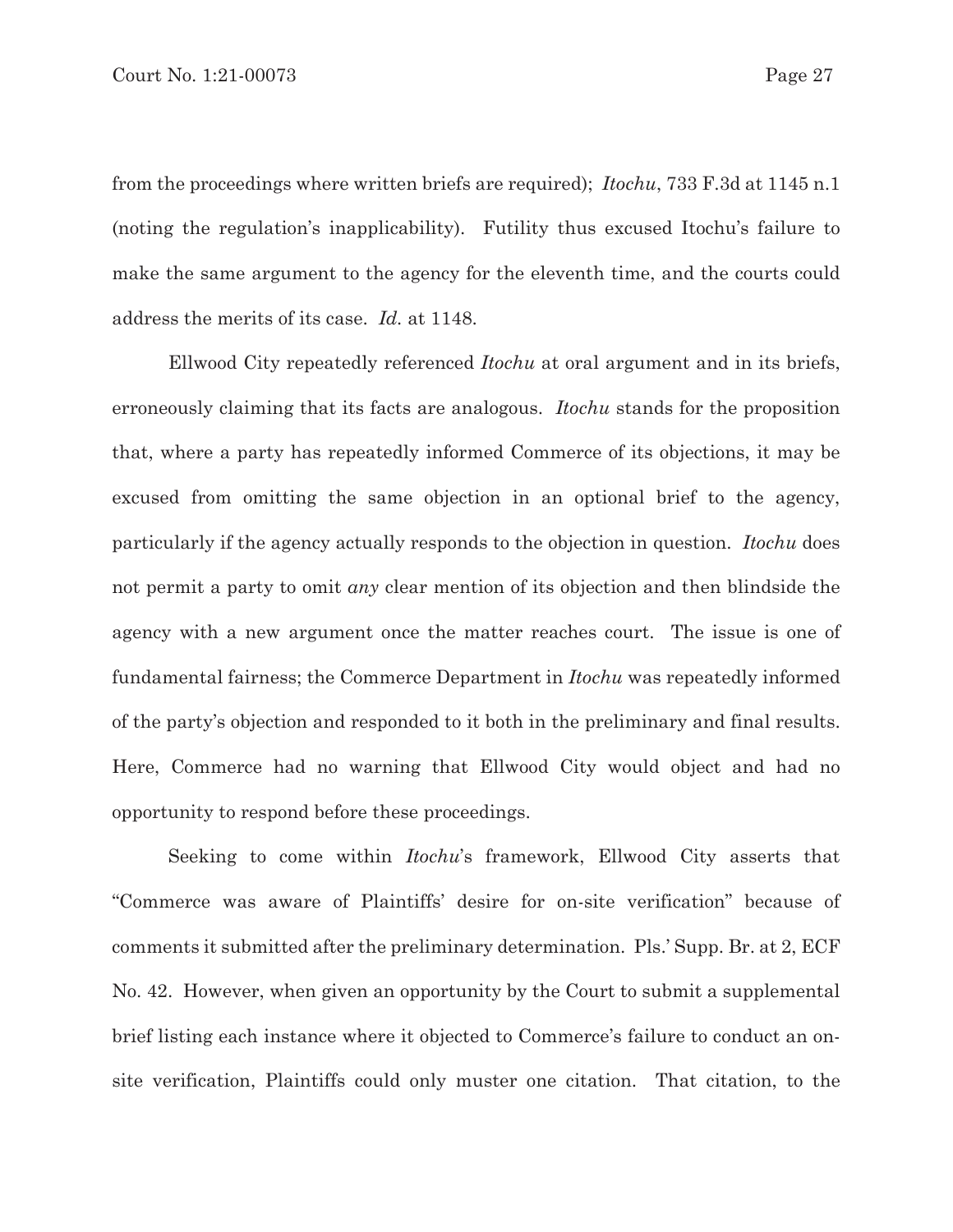from the proceedings where written briefs are required); *Itochu*, 733 F.3d at 1145 n.1 (noting the regulation's inapplicability). Futility thus excused Itochu's failure to make the same argument to the agency for the eleventh time, and the courts could address the merits of its case. *Id.* at 1148.

Ellwood City repeatedly referenced *Itochu* at oral argument and in its briefs, erroneously claiming that its facts are analogous. *Itochu* stands for the proposition that, where a party has repeatedly informed Commerce of its objections, it may be excused from omitting the same objection in an optional brief to the agency, particularly if the agency actually responds to the objection in question. *Itochu* does not permit a party to omit *any* clear mention of its objection and then blindside the agency with a new argument once the matter reaches court. The issue is one of fundamental fairness; the Commerce Department in *Itochu* was repeatedly informed of the party's objection and responded to it both in the preliminary and final results. Here, Commerce had no warning that Ellwood City would object and had no opportunity to respond before these proceedings.

Seeking to come within *Itochu*'s framework, Ellwood City asserts that "Commerce was aware of Plaintiffs' desire for on-site verification" because of comments it submitted after the preliminary determination. Pls.' Supp. Br. at 2, ECF No. 42. However, when given an opportunity by the Court to submit a supplemental brief listing each instance where it objected to Commerce's failure to conduct an on-site verification, Plaintiffs could only muster one citation. That citation, to the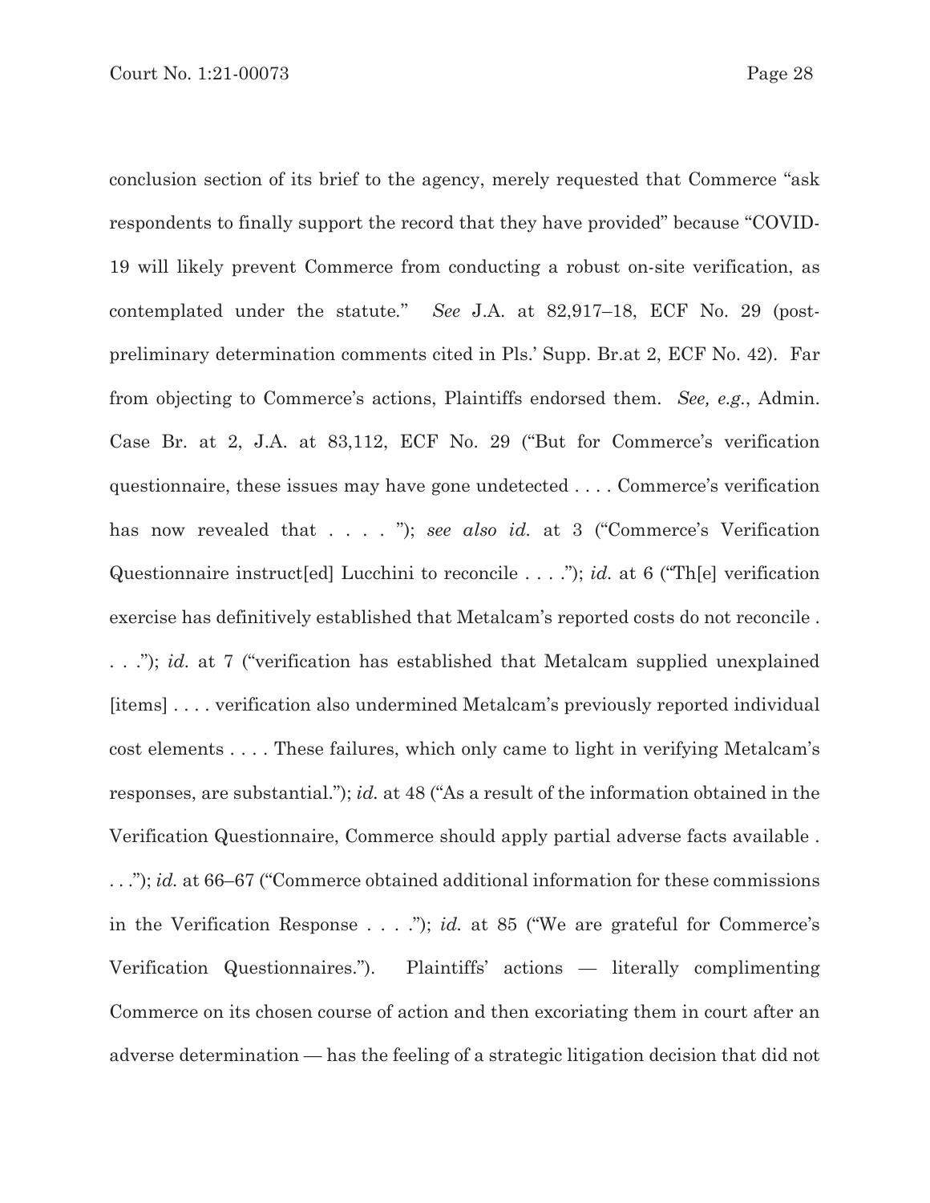conclusion section of its brief to the agency, merely requested that Commerce "ask respondents to finally support the record that they have provided" because "COVID-19 will likely prevent Commerce from conducting a robust on-site verification, as contemplated under the statute." *See* J.A. at 82,917–18, ECF No. 29 (post-preliminary determination comments cited in Pls.' Supp. Br.at 2, ECF No. 42). Far from objecting to Commerce's actions, Plaintiffs endorsed them. *See, e.g.*, Admin. Case Br. at 2, J.A. at 83,112, ECF No. 29 ("But for Commerce's verification questionnaire, these issues may have gone undetected . . . . Commerce's verification has now revealed that . . . . "); *see also id.* at 3 ("Commerce's Verification Questionnaire instruct[ed] Lucchini to reconcile . . . ."); *id.* at 6 ("Th[e] verification exercise has definitively established that Metalcam's reported costs do not reconcile . . . ."); *id.* at 7 ("verification has established that Metalcam supplied unexplained [items] . . . . verification also undermined Metalcam's previously reported individual cost elements . . . . These failures, which only came to light in verifying Metalcam's responses, are substantial."); *id.* at 48 ("As a result of the information obtained in the Verification Questionnaire, Commerce should apply partial adverse facts available . . . ."); *id.* at 66–67 ("Commerce obtained additional information for these commissions in the Verification Response . . . ."); *id.* at 85 ("We are grateful for Commerce's Verification Questionnaires."). Plaintiffs' actions — literally complimenting Commerce on its chosen course of action and then excoriating them in court after an adverse determination — has the feeling of a strategic litigation decision that did not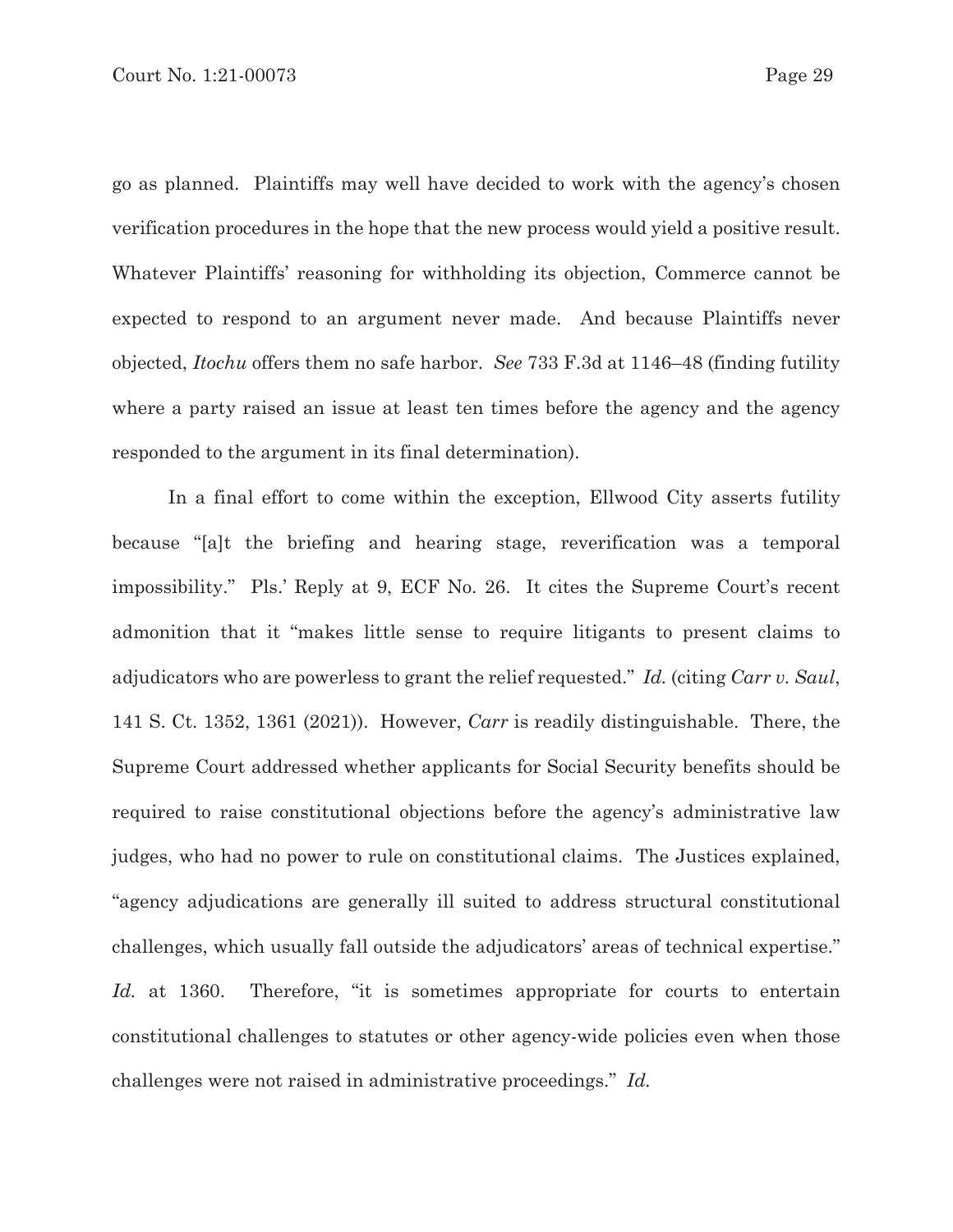go as planned. Plaintiffs may well have decided to work with the agency's chosen verification procedures in the hope that the new process would yield a positive result. Whatever Plaintiffs' reasoning for withholding its objection, Commerce cannot be expected to respond to an argument never made. And because Plaintiffs never objected, *Itochu* offers them no safe harbor. *See* 733 F.3d at 1146–48 (finding futility where a party raised an issue at least ten times before the agency and the agency responded to the argument in its final determination).

In a final effort to come within the exception, Ellwood City asserts futility because "[a]t the briefing and hearing stage, reverification was a temporal impossibility." Pls.' Reply at 9, ECF No. 26. It cites the Supreme Court's recent admonition that it "makes little sense to require litigants to present claims to adjudicators who are powerless to grant the relief requested." *Id.* (citing *Carr v. Saul*, 141 S. Ct. 1352, 1361 (2021)). However, *Carr* is readily distinguishable. There, the Supreme Court addressed whether applicants for Social Security benefits should be required to raise constitutional objections before the agency's administrative law judges, who had no power to rule on constitutional claims. The Justices explained, "agency adjudications are generally ill suited to address structural constitutional challenges, which usually fall outside the adjudicators' areas of technical expertise." *Id.* at 1360. Therefore, "it is sometimes appropriate for courts to entertain constitutional challenges to statutes or other agency-wide policies even when those challenges were not raised in administrative proceedings." *Id.*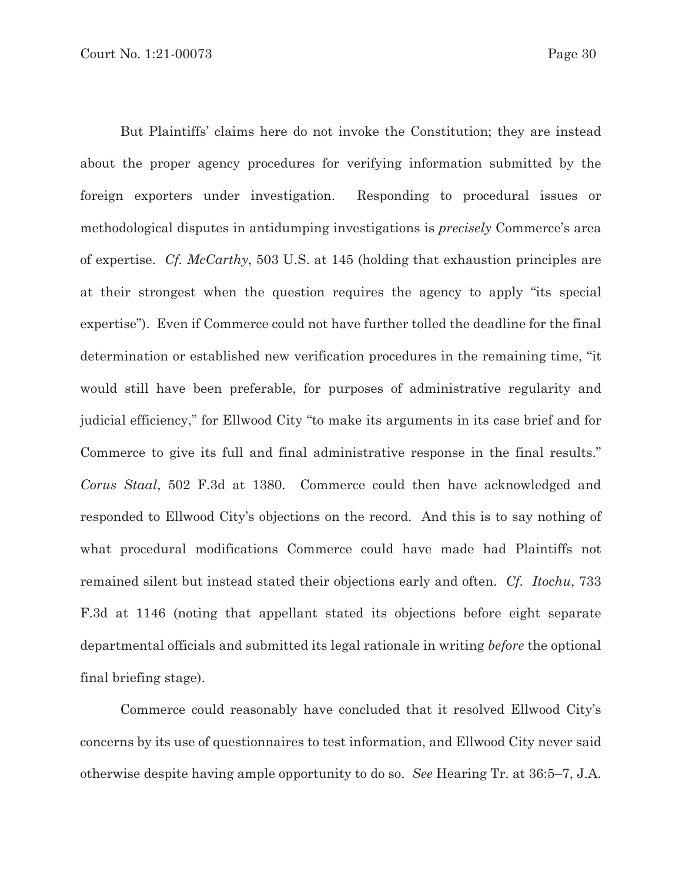But Plaintiffs' claims here do not invoke the Constitution; they are instead about the proper agency procedures for verifying information submitted by the foreign exporters under investigation. Responding to procedural issues or methodological disputes in antidumping investigations is *precisely* Commerce's area of expertise. *Cf. McCarthy*, 503 U.S. at 145 (holding that exhaustion principles are at their strongest when the question requires the agency to apply "its special expertise"). Even if Commerce could not have further tolled the deadline for the final determination or established new verification procedures in the remaining time, "it would still have been preferable, for purposes of administrative regularity and judicial efficiency," for Ellwood City "to make its arguments in its case brief and for Commerce to give its full and final administrative response in the final results." *Corus Staal*, 502 F.3d at 1380. Commerce could then have acknowledged and responded to Ellwood City's objections on the record. And this is to say nothing of what procedural modifications Commerce could have made had Plaintiffs not remained silent but instead stated their objections early and often. *Cf. Itochu*, 733 F.3d at 1146 (noting that appellant stated its objections before eight separate departmental officials and submitted its legal rationale in writing *before* the optional final briefing stage).

Commerce could reasonably have concluded that it resolved Ellwood City's concerns by its use of questionnaires to test information, and Ellwood City never said otherwise despite having ample opportunity to do so. *See* Hearing Tr. at 36:5–7, J.A.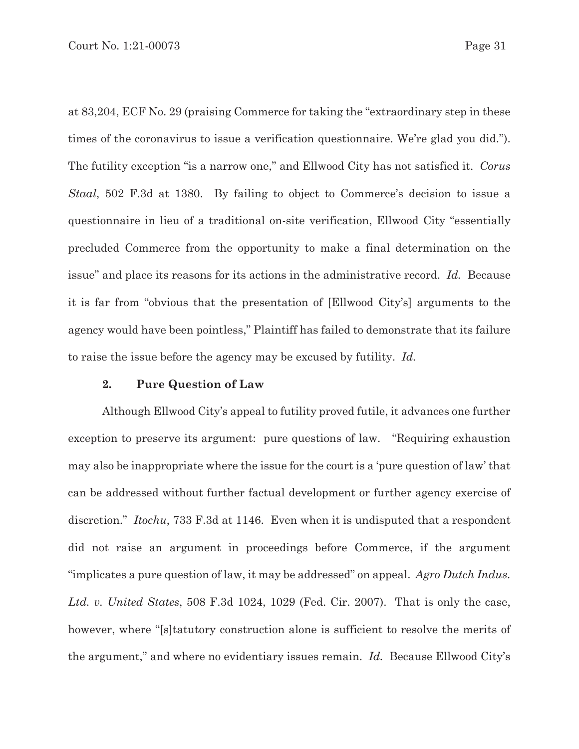at 83,204, ECF No. 29 (praising Commerce for taking the "extraordinary step in these times of the coronavirus to issue a verification questionnaire. We're glad you did."). The futility exception "is a narrow one," and Ellwood City has not satisfied it. *Corus Staal*, 502 F.3d at 1380. By failing to object to Commerce's decision to issue a questionnaire in lieu of a traditional on-site verification, Ellwood City "essentially precluded Commerce from the opportunity to make a final determination on the issue" and place its reasons for its actions in the administrative record. *Id.* Because it is far from "obvious that the presentation of [Ellwood City's] arguments to the agency would have been pointless," Plaintiff has failed to demonstrate that its failure to raise the issue before the agency may be excused by futility. *Id.*

### 2. Pure Question of Law

Although Ellwood City's appeal to futility proved futile, it advances one further exception to preserve its argument: pure questions of law. "Requiring exhaustion may also be inappropriate where the issue for the court is a 'pure question of law' that can be addressed without further factual development or further agency exercise of discretion." *Itochu*, 733 F.3d at 1146. Even when it is undisputed that a respondent did not raise an argument in proceedings before Commerce, if the argument "implicates a pure question of law, it may be addressed" on appeal. *Agro Dutch Indus. Ltd. v. United States*, 508 F.3d 1024, 1029 (Fed. Cir. 2007). That is only the case, however, where "[s]tatutory construction alone is sufficient to resolve the merits of the argument," and where no evidentiary issues remain. *Id.* Because Ellwood City's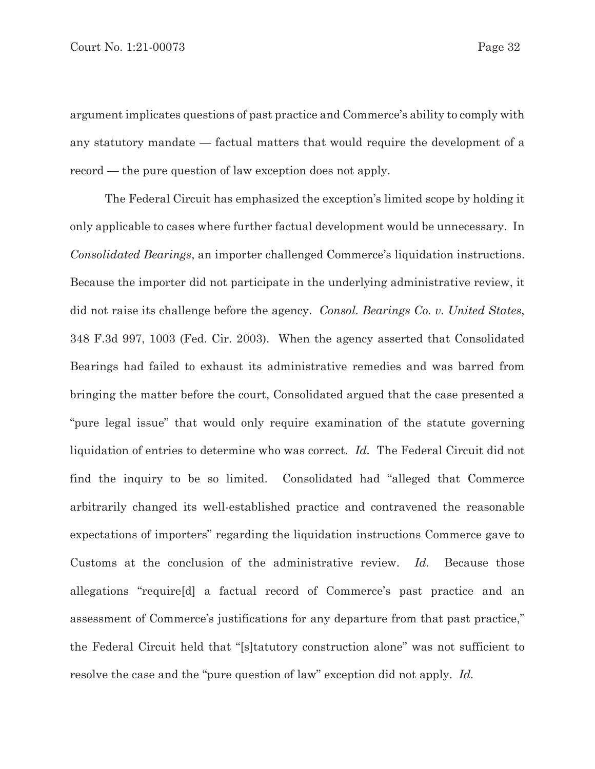argument implicates questions of past practice and Commerce's ability to comply with any statutory mandate — factual matters that would require the development of a record — the pure question of law exception does not apply.

The Federal Circuit has emphasized the exception's limited scope by holding it only applicable to cases where further factual development would be unnecessary. In *Consolidated Bearings*, an importer challenged Commerce's liquidation instructions. Because the importer did not participate in the underlying administrative review, it did not raise its challenge before the agency. *Consol. Bearings Co. v. United States*, 348 F.3d 997, 1003 (Fed. Cir. 2003). When the agency asserted that Consolidated Bearings had failed to exhaust its administrative remedies and was barred from bringing the matter before the court, Consolidated argued that the case presented a "pure legal issue" that would only require examination of the statute governing liquidation of entries to determine who was correct. *Id.* The Federal Circuit did not find the inquiry to be so limited. Consolidated had "alleged that Commerce arbitrarily changed its well-established practice and contravened the reasonable expectations of importers" regarding the liquidation instructions Commerce gave to Customs at the conclusion of the administrative review. *Id.* Because those allegations "require[d] a factual record of Commerce's past practice and an assessment of Commerce's justifications for any departure from that past practice," the Federal Circuit held that "[s]tatutory construction alone" was not sufficient to resolve the case and the "pure question of law" exception did not apply. *Id.*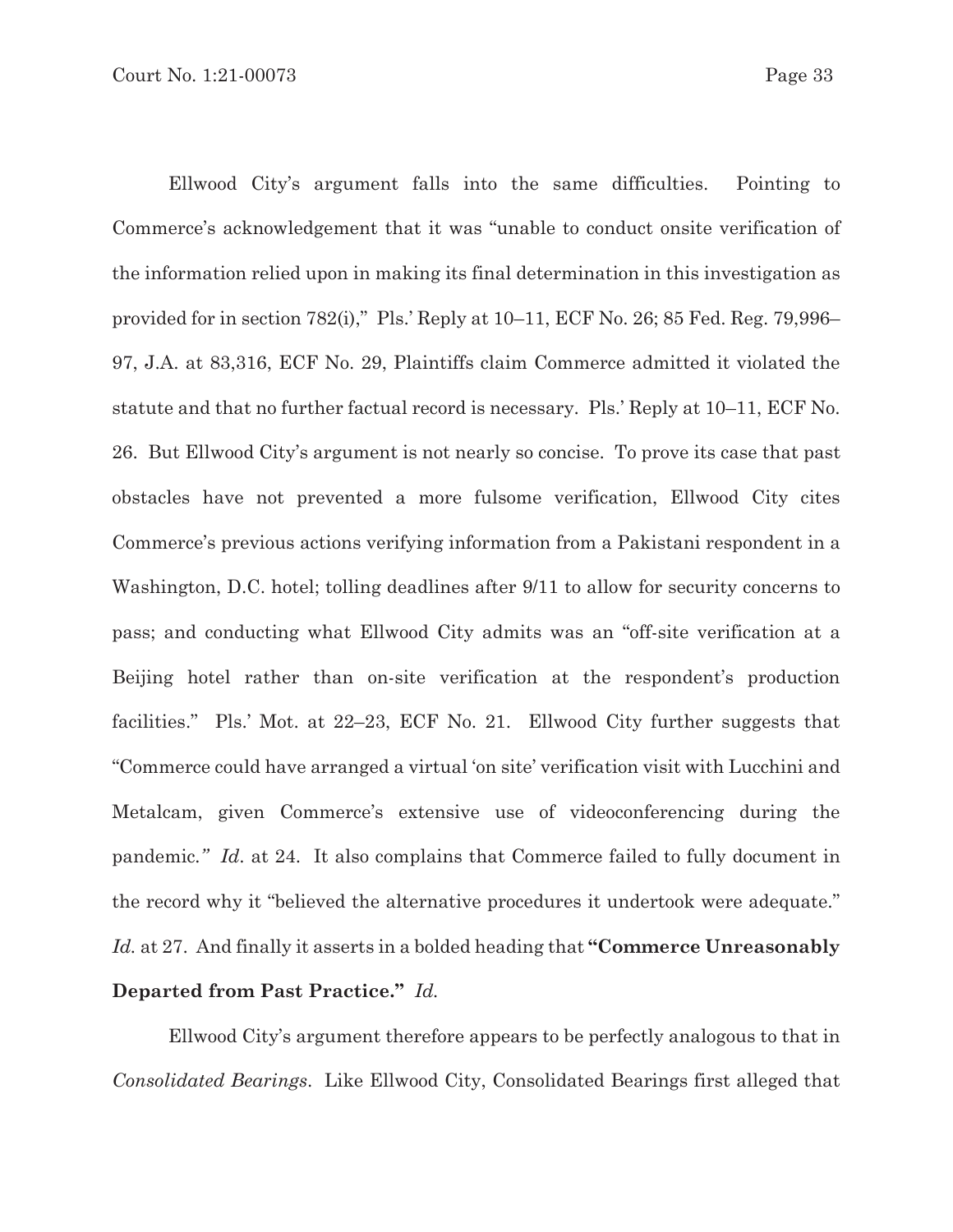Ellwood City's argument falls into the same difficulties. Pointing to Commerce's acknowledgement that it was "unable to conduct onsite verification of the information relied upon in making its final determination in this investigation as provided for in section 782(i)," Pls.' Reply at 10–11, ECF No. 26; 85 Fed. Reg. 79,996–97, J.A. at 83,316, ECF No. 29, Plaintiffs claim Commerce admitted it violated the statute and that no further factual record is necessary. Pls.' Reply at 10–11, ECF No. 26. But Ellwood City's argument is not nearly so concise. To prove its case that past obstacles have not prevented a more fulsome verification, Ellwood City cites Commerce's previous actions verifying information from a Pakistani respondent in a Washington, D.C. hotel; tolling deadlines after 9/11 to allow for security concerns to pass; and conducting what Ellwood City admits was an "off-site verification at a Beijing hotel rather than on-site verification at the respondent's production facilities." Pls.' Mot. at 22–23, ECF No. 21. Ellwood City further suggests that "Commerce could have arranged a virtual 'on site' verification visit with Lucchini and Metalcam, given Commerce's extensive use of videoconferencing during the pandemic.*"* *Id*. at 24. It also complains that Commerce failed to fully document in the record why it "believed the alternative procedures it undertook were adequate." *Id.* at 27. And finally it asserts in a bolded heading that **"Commerce Unreasonably Departed from Past Practice."** *Id.*

Ellwood City's argument therefore appears to be perfectly analogous to that in *Consolidated Bearings*. Like Ellwood City, Consolidated Bearings first alleged that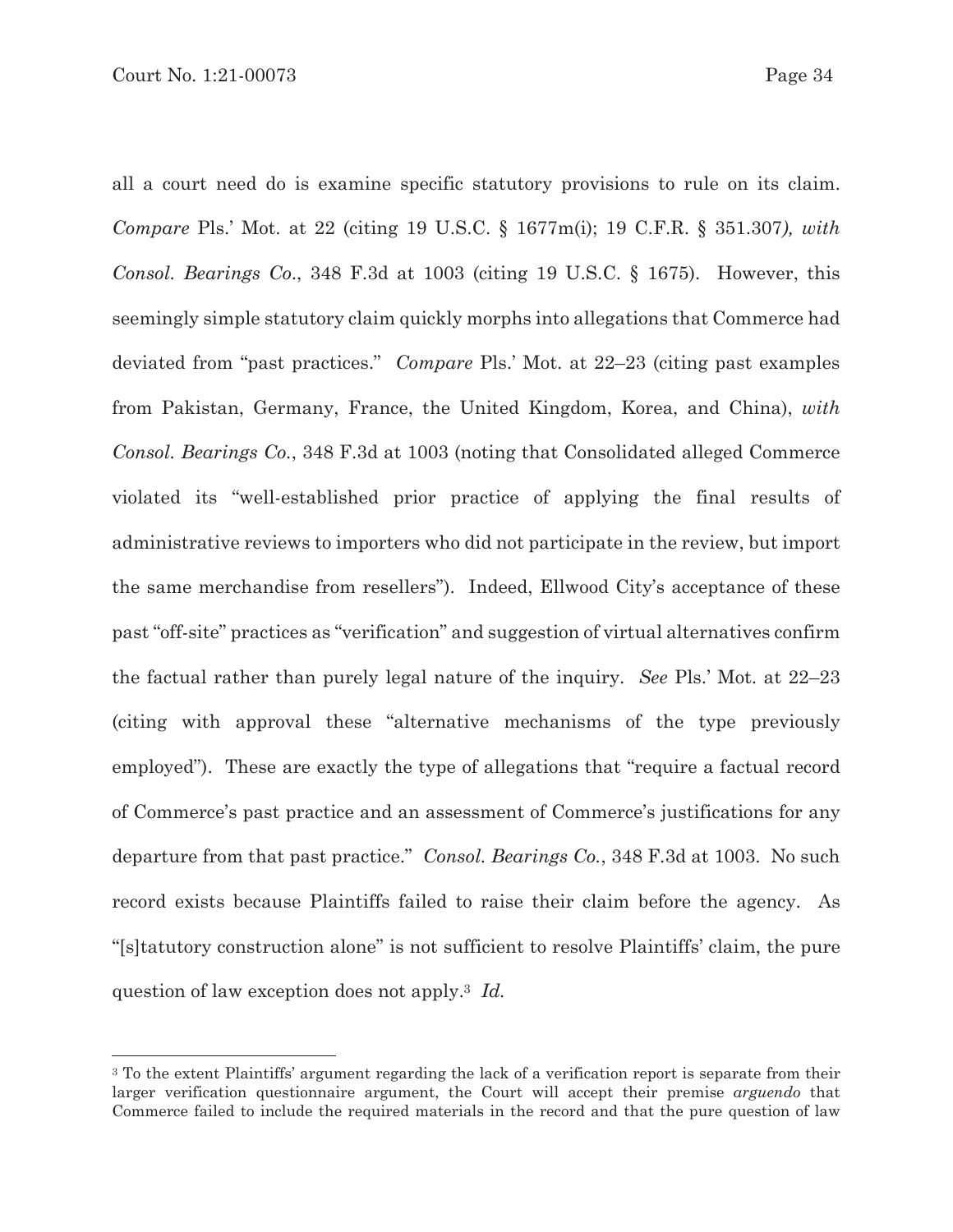all a court need do is examine specific statutory provisions to rule on its claim. *Compare* Pls.' Mot. at 22 (citing 19 U.S.C. § 1677m(i); 19 C.F.R. § 351.307*), with Consol. Bearings Co.*, 348 F.3d at 1003 (citing 19 U.S.C. § 1675). However, this seemingly simple statutory claim quickly morphs into allegations that Commerce had deviated from "past practices." *Compare* Pls.' Mot. at 22–23 (citing past examples from Pakistan, Germany, France, the United Kingdom, Korea, and China), *with Consol. Bearings Co.*, 348 F.3d at 1003 (noting that Consolidated alleged Commerce violated its "well-established prior practice of applying the final results of administrative reviews to importers who did not participate in the review, but import the same merchandise from resellers"). Indeed, Ellwood City's acceptance of these past "off-site" practices as "verification" and suggestion of virtual alternatives confirm the factual rather than purely legal nature of the inquiry. *See* Pls.' Mot. at 22–23 (citing with approval these "alternative mechanisms of the type previously employed"). These are exactly the type of allegations that "require a factual record of Commerce's past practice and an assessment of Commerce's justifications for any departure from that past practice." *Consol. Bearings Co.*, 348 F.3d at 1003. No such record exists because Plaintiffs failed to raise their claim before the agency. As "[s]tatutory construction alone" is not sufficient to resolve Plaintiffs' claim, the pure question of law exception does not apply.[3] *Id.*

[3] To the extent Plaintiffs' argument regarding the lack of a verification report is separate from their larger verification questionnaire argument, the Court will accept their premise *arguendo* that Commerce failed to include the required materials in the record and that the pure question of law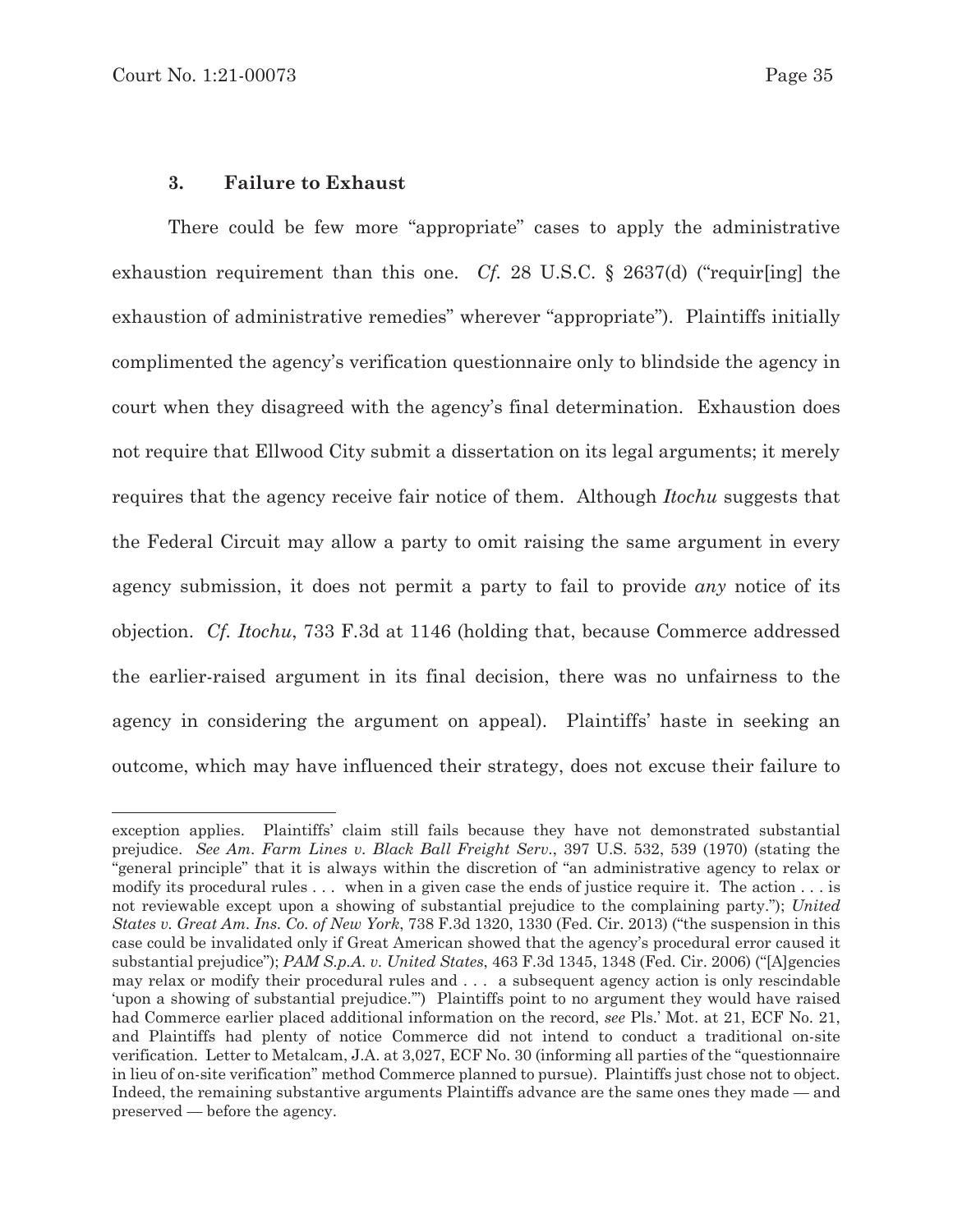### 3. Failure to Exhaust

There could be few more "appropriate" cases to apply the administrative exhaustion requirement than this one. *Cf.* 28 U.S.C. § 2637(d) ("requir[ing] the exhaustion of administrative remedies" wherever "appropriate"). Plaintiffs initially complimented the agency's verification questionnaire only to blindside the agency in court when they disagreed with the agency's final determination. Exhaustion does not require that Ellwood City submit a dissertation on its legal arguments; it merely requires that the agency receive fair notice of them. Although *Itochu* suggests that the Federal Circuit may allow a party to omit raising the same argument in every agency submission, it does not permit a party to fail to provide *any* notice of its objection. *Cf. Itochu*, 733 F.3d at 1146 (holding that, because Commerce addressed the earlier-raised argument in its final decision, there was no unfairness to the agency in considering the argument on appeal). Plaintiffs' haste in seeking an outcome, which may have influenced their strategy, does not excuse their failure to

---

exception applies. Plaintiffs' claim still fails because they have not demonstrated substantial prejudice. *See Am. Farm Lines v. Black Ball Freight Serv.*, 397 U.S. 532, 539 (1970) (stating the "general principle" that it is always within the discretion of "an administrative agency to relax or modify its procedural rules . . . when in a given case the ends of justice require it. The action . . . is not reviewable except upon a showing of substantial prejudice to the complaining party."); *United States v. Great Am. Ins. Co. of New York*, 738 F.3d 1320, 1330 (Fed. Cir. 2013) ("the suspension in this case could be invalidated only if Great American showed that the agency's procedural error caused it substantial prejudice"); *PAM S.p.A. v. United States*, 463 F.3d 1345, 1348 (Fed. Cir. 2006) ("[A]gencies may relax or modify their procedural rules and . . . a subsequent agency action is only rescindable 'upon a showing of substantial prejudice.'") Plaintiffs point to no argument they would have raised had Commerce earlier placed additional information on the record, *see* Pls.' Mot. at 21, ECF No. 21, and Plaintiffs had plenty of notice Commerce did not intend to conduct a traditional on-site verification. Letter to Metalcam, J.A. at 3,027, ECF No. 30 (informing all parties of the "questionnaire in lieu of on-site verification" method Commerce planned to pursue). Plaintiffs just chose not to object. Indeed, the remaining substantive arguments Plaintiffs advance are the same ones they made — and preserved — before the agency.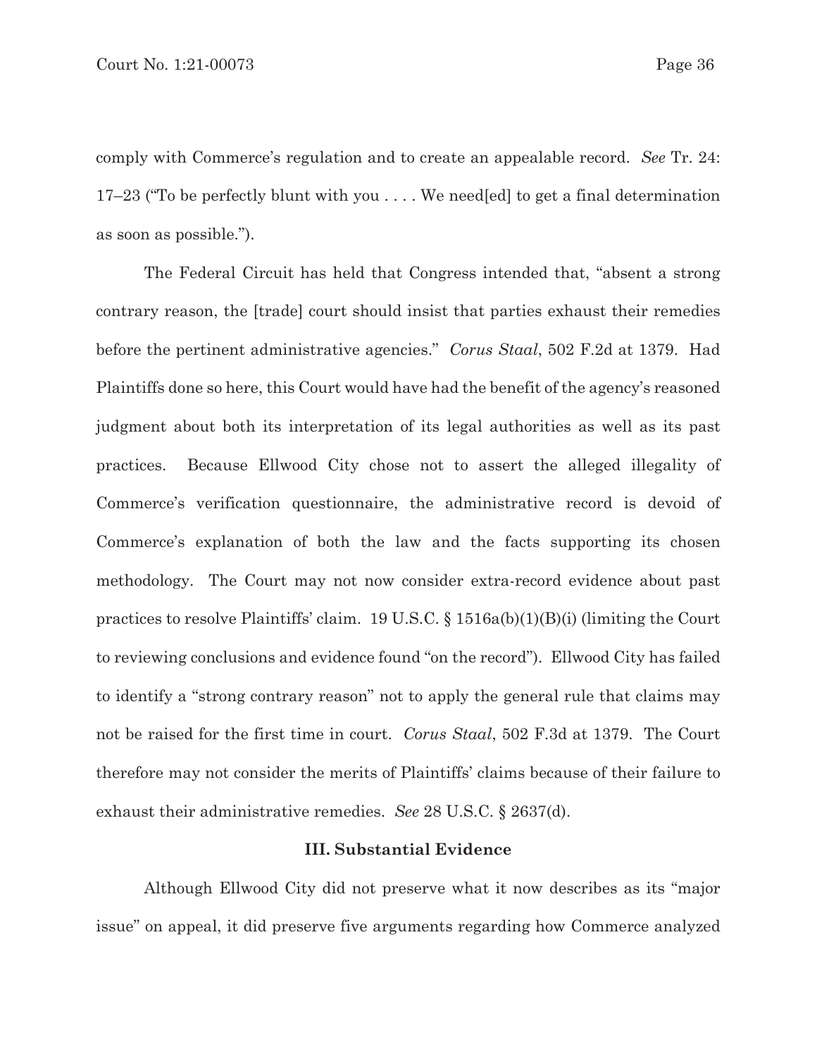comply with Commerce's regulation and to create an appealable record. *See* Tr. 24: 17–23 ("To be perfectly blunt with you . . . . We need[ed] to get a final determination as soon as possible.").

The Federal Circuit has held that Congress intended that, "absent a strong contrary reason, the [trade] court should insist that parties exhaust their remedies before the pertinent administrative agencies." *Corus Staal*, 502 F.2d at 1379. Had Plaintiffs done so here, this Court would have had the benefit of the agency's reasoned judgment about both its interpretation of its legal authorities as well as its past practices. Because Ellwood City chose not to assert the alleged illegality of Commerce's verification questionnaire, the administrative record is devoid of Commerce's explanation of both the law and the facts supporting its chosen methodology. The Court may not now consider extra-record evidence about past practices to resolve Plaintiffs' claim. 19 U.S.C. § 1516a(b)(1)(B)(i) (limiting the Court to reviewing conclusions and evidence found "on the record"). Ellwood City has failed to identify a "strong contrary reason" not to apply the general rule that claims may not be raised for the first time in court. *Corus Staal*, 502 F.3d at 1379. The Court therefore may not consider the merits of Plaintiffs' claims because of their failure to exhaust their administrative remedies. *See* 28 U.S.C. § 2637(d).

### III. Substantial Evidence

Although Ellwood City did not preserve what it now describes as its "major issue" on appeal, it did preserve five arguments regarding how Commerce analyzed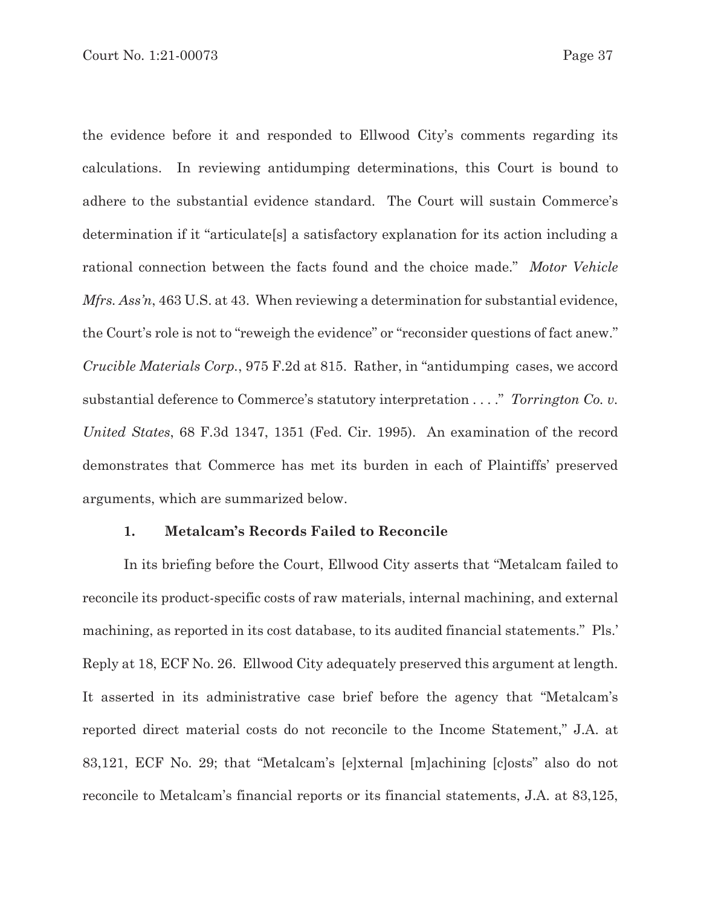the evidence before it and responded to Ellwood City's comments regarding its calculations. In reviewing antidumping determinations, this Court is bound to adhere to the substantial evidence standard. The Court will sustain Commerce's determination if it "articulate[s] a satisfactory explanation for its action including a rational connection between the facts found and the choice made." *Motor Vehicle Mfrs. Ass'n*, 463 U.S. at 43. When reviewing a determination for substantial evidence, the Court's role is not to "reweigh the evidence" or "reconsider questions of fact anew." *Crucible Materials Corp.*, 975 F.2d at 815. Rather, in "antidumping cases, we accord substantial deference to Commerce's statutory interpretation . . . ." *Torrington Co. v. United States*, 68 F.3d 1347, 1351 (Fed. Cir. 1995). An examination of the record demonstrates that Commerce has met its burden in each of Plaintiffs' preserved arguments, which are summarized below.

### 1. Metalcam's Records Failed to Reconcile

In its briefing before the Court, Ellwood City asserts that "Metalcam failed to reconcile its product-specific costs of raw materials, internal machining, and external machining, as reported in its cost database, to its audited financial statements." Pls.' Reply at 18, ECF No. 26. Ellwood City adequately preserved this argument at length. It asserted in its administrative case brief before the agency that "Metalcam's reported direct material costs do not reconcile to the Income Statement," J.A. at 83,121, ECF No. 29; that "Metalcam's [e]xternal [m]achining [c]osts" also do not reconcile to Metalcam's financial reports or its financial statements, J.A. at 83,125,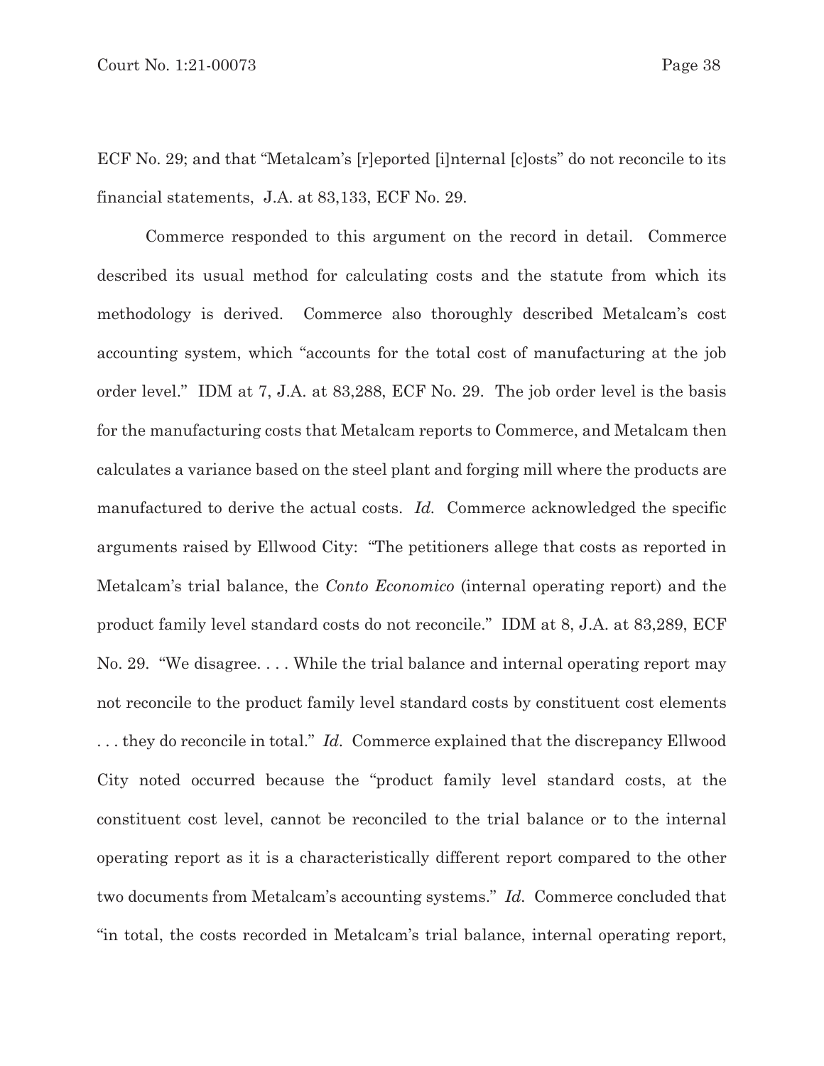ECF No. 29; and that "Metalcam's [r]eported [i]nternal [c]osts" do not reconcile to its financial statements, J.A. at 83,133, ECF No. 29.

Commerce responded to this argument on the record in detail. Commerce described its usual method for calculating costs and the statute from which its methodology is derived. Commerce also thoroughly described Metalcam's cost accounting system, which "accounts for the total cost of manufacturing at the job order level." IDM at 7, J.A. at 83,288, ECF No. 29. The job order level is the basis for the manufacturing costs that Metalcam reports to Commerce, and Metalcam then calculates a variance based on the steel plant and forging mill where the products are manufactured to derive the actual costs. *Id.* Commerce acknowledged the specific arguments raised by Ellwood City: "The petitioners allege that costs as reported in Metalcam's trial balance, the *Conto Economico* (internal operating report) and the product family level standard costs do not reconcile." IDM at 8, J.A. at 83,289, ECF No. 29. "We disagree. . . . While the trial balance and internal operating report may not reconcile to the product family level standard costs by constituent cost elements . . . they do reconcile in total." *Id.* Commerce explained that the discrepancy Ellwood City noted occurred because the "product family level standard costs, at the constituent cost level, cannot be reconciled to the trial balance or to the internal operating report as it is a characteristically different report compared to the other two documents from Metalcam's accounting systems." *Id.* Commerce concluded that "in total, the costs recorded in Metalcam's trial balance, internal operating report,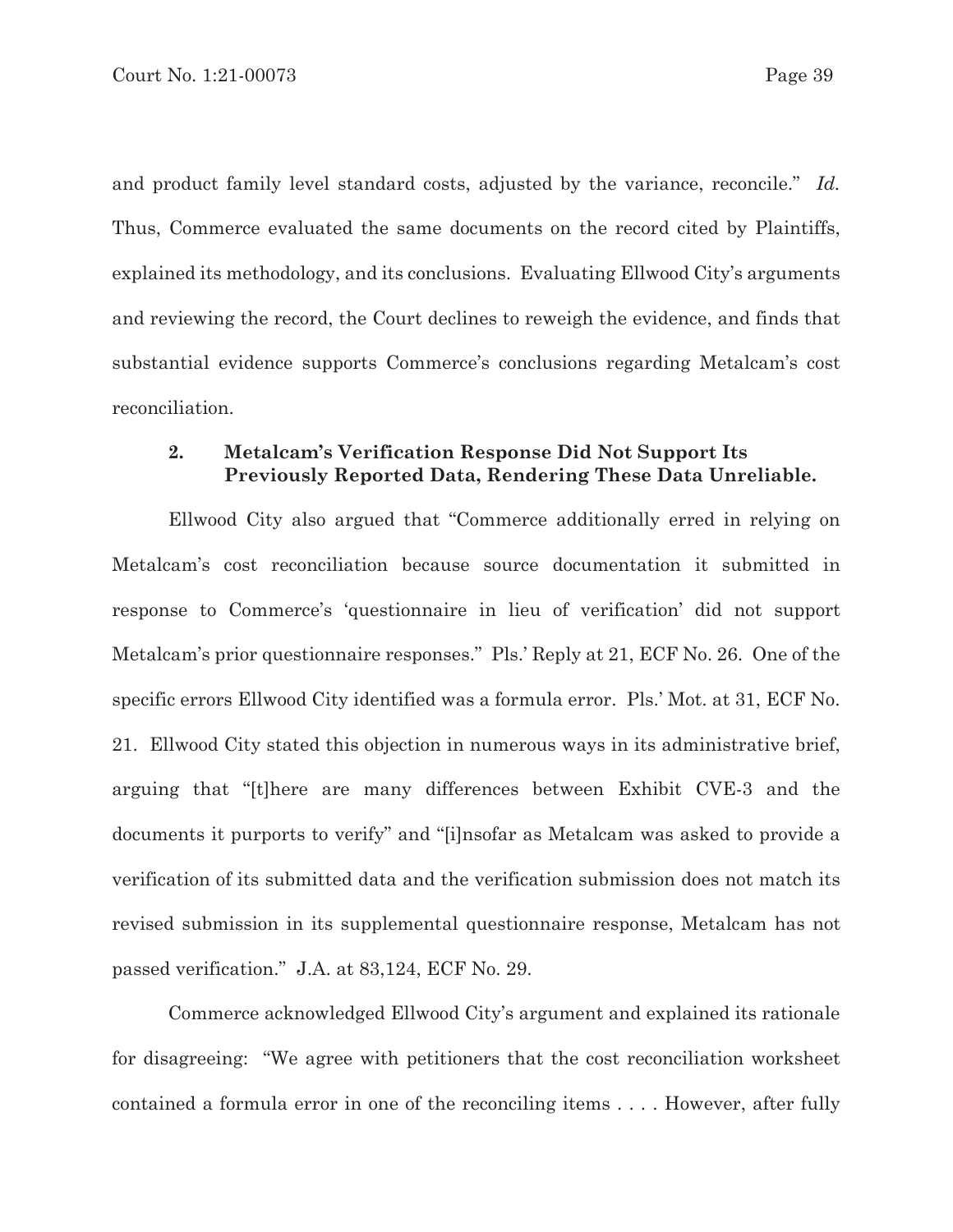and product family level standard costs, adjusted by the variance, reconcile." *Id.* Thus, Commerce evaluated the same documents on the record cited by Plaintiffs, explained its methodology, and its conclusions. Evaluating Ellwood City's arguments and reviewing the record, the Court declines to reweigh the evidence, and finds that substantial evidence supports Commerce's conclusions regarding Metalcam's cost reconciliation.

**2. Metalcam's Verification Response Did Not Support Its Previously Reported Data, Rendering These Data Unreliable.**

Ellwood City also argued that "Commerce additionally erred in relying on Metalcam's cost reconciliation because source documentation it submitted in response to Commerce's 'questionnaire in lieu of verification' did not support Metalcam's prior questionnaire responses." Pls.' Reply at 21, ECF No. 26. One of the specific errors Ellwood City identified was a formula error. Pls.' Mot. at 31, ECF No. 21. Ellwood City stated this objection in numerous ways in its administrative brief, arguing that "[t]here are many differences between Exhibit CVE-3 and the documents it purports to verify" and "[i]nsofar as Metalcam was asked to provide a verification of its submitted data and the verification submission does not match its revised submission in its supplemental questionnaire response, Metalcam has not passed verification." J.A. at 83,124, ECF No. 29.

Commerce acknowledged Ellwood City's argument and explained its rationale for disagreeing: "We agree with petitioners that the cost reconciliation worksheet contained a formula error in one of the reconciling items . . . . However, after fully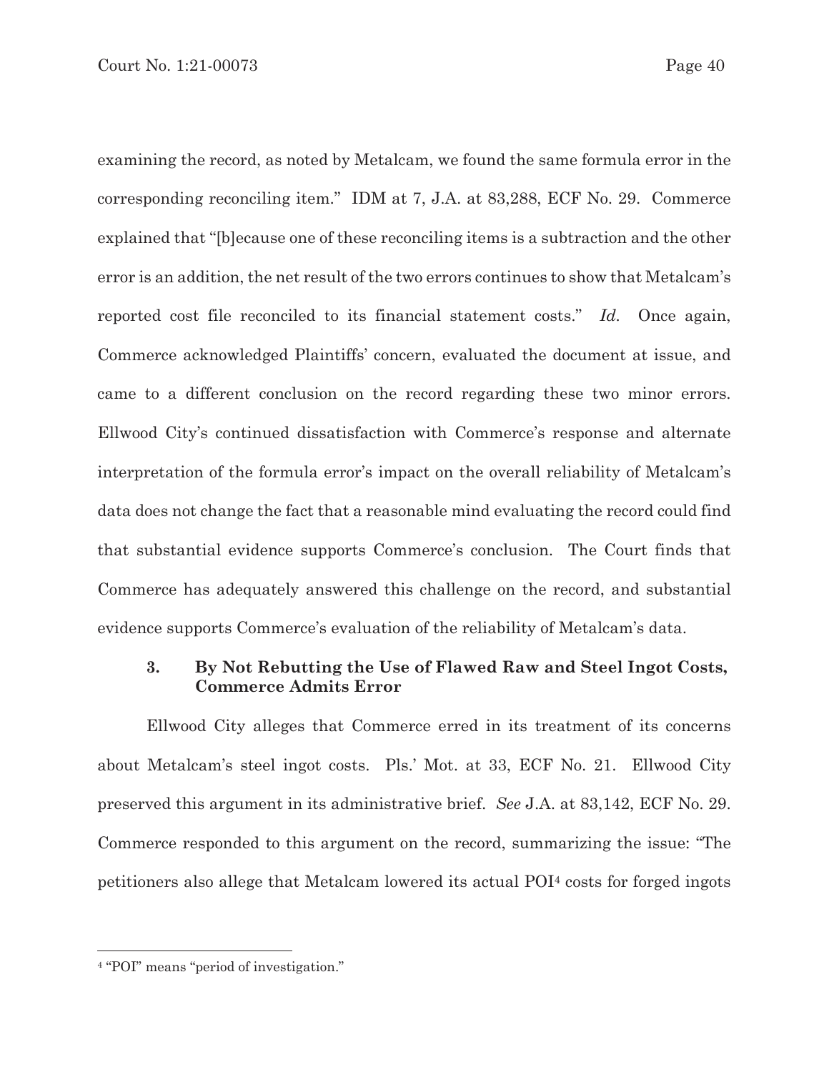examining the record, as noted by Metalcam, we found the same formula error in the corresponding reconciling item." IDM at 7, J.A. at 83,288, ECF No. 29. Commerce explained that "[b]ecause one of these reconciling items is a subtraction and the other error is an addition, the net result of the two errors continues to show that Metalcam's reported cost file reconciled to its financial statement costs." *Id.* Once again, Commerce acknowledged Plaintiffs' concern, evaluated the document at issue, and came to a different conclusion on the record regarding these two minor errors. Ellwood City's continued dissatisfaction with Commerce's response and alternate interpretation of the formula error's impact on the overall reliability of Metalcam's data does not change the fact that a reasonable mind evaluating the record could find that substantial evidence supports Commerce's conclusion. The Court finds that Commerce has adequately answered this challenge on the record, and substantial evidence supports Commerce's evaluation of the reliability of Metalcam's data.

### 3. By Not Rebutting the Use of Flawed Raw and Steel Ingot Costs, Commerce Admits Error

Ellwood City alleges that Commerce erred in its treatment of its concerns about Metalcam's steel ingot costs. Pls.' Mot. at 33, ECF No. 21. Ellwood City preserved this argument in its administrative brief. *See* J.A. at 83,142, ECF No. 29. Commerce responded to this argument on the record, summarizing the issue: "The petitioners also allege that Metalcam lowered its actual POI[4] costs for forged ingots

[4] "POI" means "period of investigation."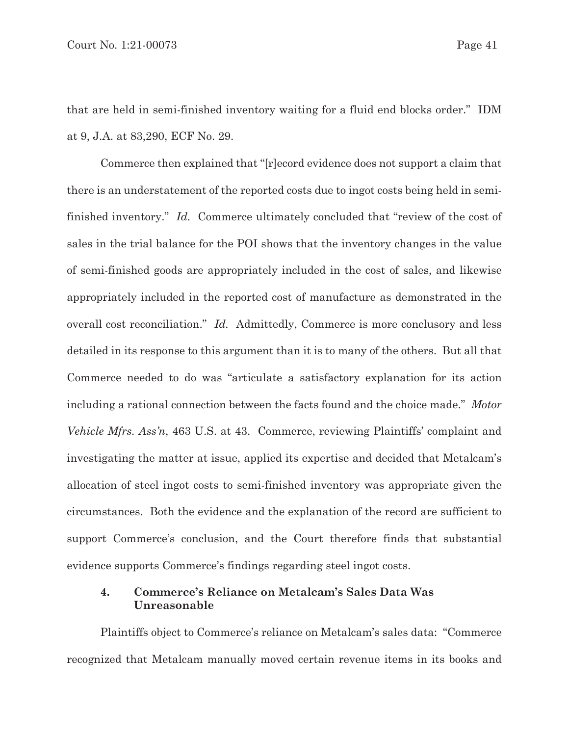that are held in semi-finished inventory waiting for a fluid end blocks order." IDM at 9, J.A. at 83,290, ECF No. 29.

Commerce then explained that "[r]ecord evidence does not support a claim that there is an understatement of the reported costs due to ingot costs being held in semi-finished inventory." *Id.* Commerce ultimately concluded that "review of the cost of sales in the trial balance for the POI shows that the inventory changes in the value of semi-finished goods are appropriately included in the cost of sales, and likewise appropriately included in the reported cost of manufacture as demonstrated in the overall cost reconciliation." *Id.* Admittedly, Commerce is more conclusory and less detailed in its response to this argument than it is to many of the others. But all that Commerce needed to do was "articulate a satisfactory explanation for its action including a rational connection between the facts found and the choice made." *Motor Vehicle Mfrs. Ass'n*, 463 U.S. at 43. Commerce, reviewing Plaintiffs' complaint and investigating the matter at issue, applied its expertise and decided that Metalcam's allocation of steel ingot costs to semi-finished inventory was appropriate given the circumstances. Both the evidence and the explanation of the record are sufficient to support Commerce's conclusion, and the Court therefore finds that substantial evidence supports Commerce's findings regarding steel ingot costs.

#### 4. Commerce's Reliance on Metalcam's Sales Data Was Unreasonable

Plaintiffs object to Commerce's reliance on Metalcam's sales data: "Commerce recognized that Metalcam manually moved certain revenue items in its books and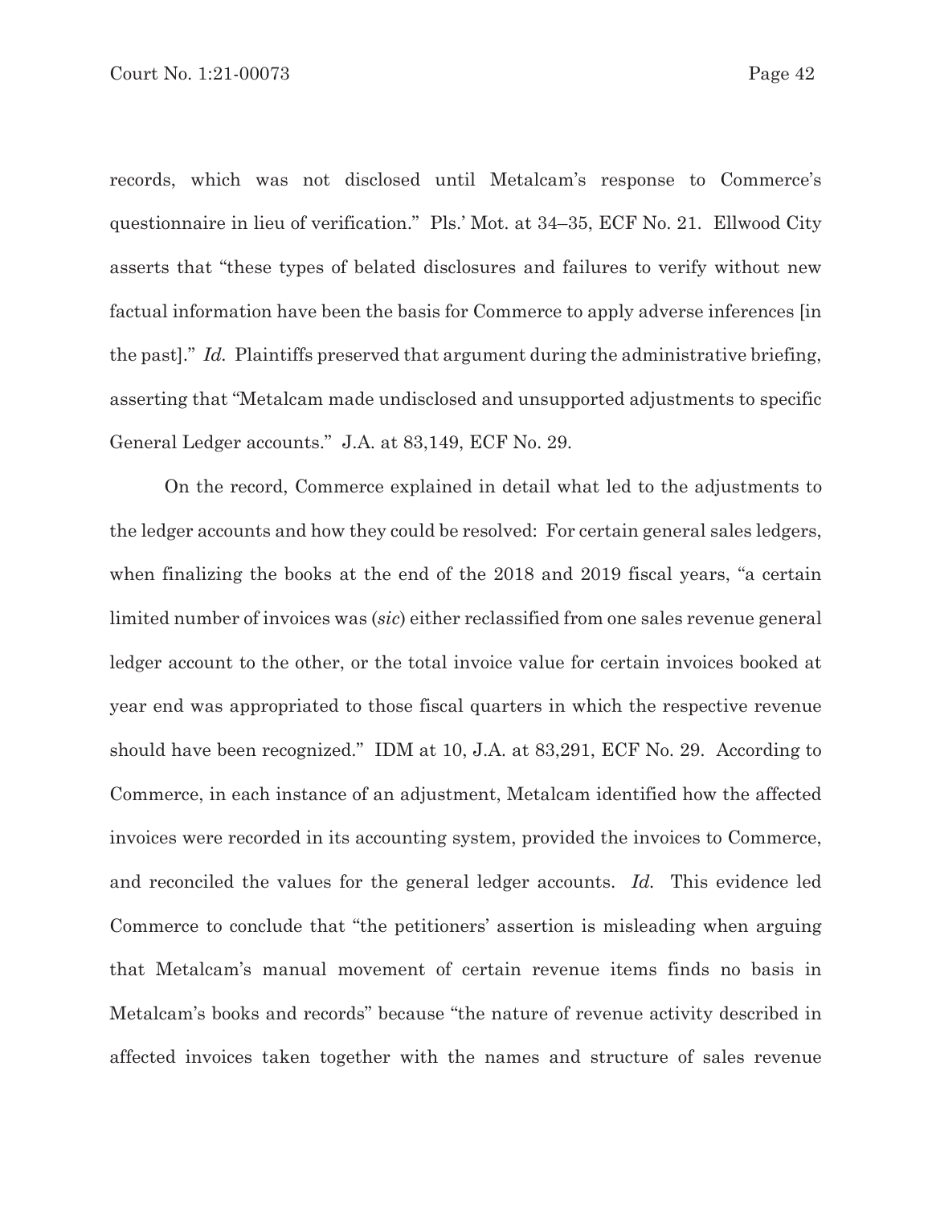records, which was not disclosed until Metalcam's response to Commerce's questionnaire in lieu of verification." Pls.' Mot. at 34–35, ECF No. 21. Ellwood City asserts that "these types of belated disclosures and failures to verify without new factual information have been the basis for Commerce to apply adverse inferences [in the past]." *Id.* Plaintiffs preserved that argument during the administrative briefing, asserting that "Metalcam made undisclosed and unsupported adjustments to specific General Ledger accounts." J.A. at 83,149, ECF No. 29.

On the record, Commerce explained in detail what led to the adjustments to the ledger accounts and how they could be resolved: For certain general sales ledgers, when finalizing the books at the end of the 2018 and 2019 fiscal years, "a certain limited number of invoices was (*sic*) either reclassified from one sales revenue general ledger account to the other, or the total invoice value for certain invoices booked at year end was appropriated to those fiscal quarters in which the respective revenue should have been recognized." IDM at 10, J.A. at 83,291, ECF No. 29. According to Commerce, in each instance of an adjustment, Metalcam identified how the affected invoices were recorded in its accounting system, provided the invoices to Commerce, and reconciled the values for the general ledger accounts. *Id.* This evidence led Commerce to conclude that "the petitioners' assertion is misleading when arguing that Metalcam's manual movement of certain revenue items finds no basis in Metalcam's books and records" because "the nature of revenue activity described in affected invoices taken together with the names and structure of sales revenue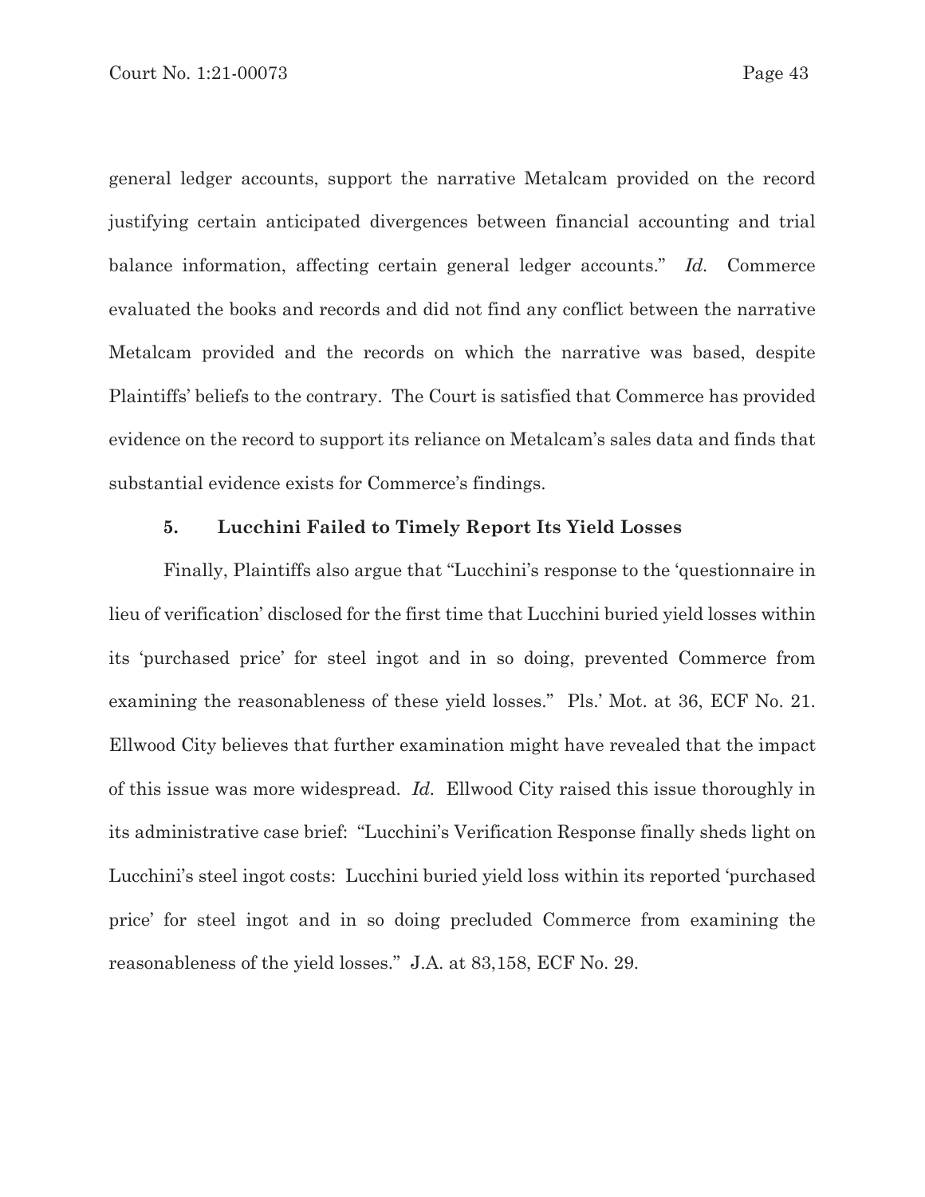general ledger accounts, support the narrative Metalcam provided on the record justifying certain anticipated divergences between financial accounting and trial balance information, affecting certain general ledger accounts." *Id.* Commerce evaluated the books and records and did not find any conflict between the narrative Metalcam provided and the records on which the narrative was based, despite Plaintiffs' beliefs to the contrary. The Court is satisfied that Commerce has provided evidence on the record to support its reliance on Metalcam's sales data and finds that substantial evidence exists for Commerce's findings.

### 5. Lucchini Failed to Timely Report Its Yield Losses

Finally, Plaintiffs also argue that "Lucchini's response to the 'questionnaire in lieu of verification' disclosed for the first time that Lucchini buried yield losses within its 'purchased price' for steel ingot and in so doing, prevented Commerce from examining the reasonableness of these yield losses." Pls.' Mot. at 36, ECF No. 21. Ellwood City believes that further examination might have revealed that the impact of this issue was more widespread. *Id.* Ellwood City raised this issue thoroughly in its administrative case brief: "Lucchini's Verification Response finally sheds light on Lucchini's steel ingot costs: Lucchini buried yield loss within its reported 'purchased price' for steel ingot and in so doing precluded Commerce from examining the reasonableness of the yield losses." J.A. at 83,158, ECF No. 29.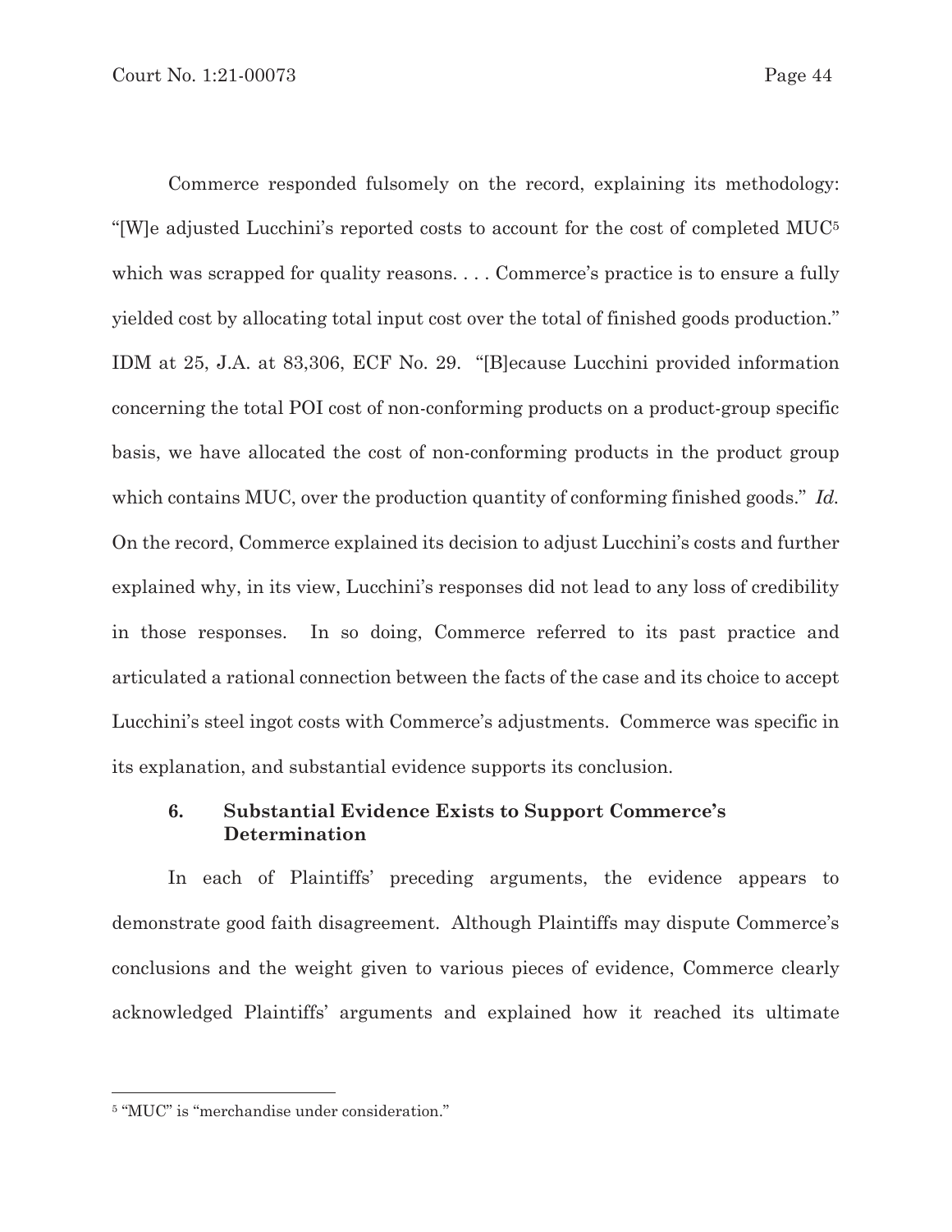Commerce responded fulsomely on the record, explaining its methodology: "[W]e adjusted Lucchini's reported costs to account for the cost of completed MUC[5] which was scrapped for quality reasons. . . . Commerce's practice is to ensure a fully yielded cost by allocating total input cost over the total of finished goods production." IDM at 25, J.A. at 83,306, ECF No. 29. "[B]ecause Lucchini provided information concerning the total POI cost of non-conforming products on a product-group specific basis, we have allocated the cost of non-conforming products in the product group which contains MUC, over the production quantity of conforming finished goods." *Id.* On the record, Commerce explained its decision to adjust Lucchini's costs and further explained why, in its view, Lucchini's responses did not lead to any loss of credibility in those responses. In so doing, Commerce referred to its past practice and articulated a rational connection between the facts of the case and its choice to accept Lucchini's steel ingot costs with Commerce's adjustments. Commerce was specific in its explanation, and substantial evidence supports its conclusion.

### 6. Substantial Evidence Exists to Support Commerce's Determination

In each of Plaintiffs' preceding arguments, the evidence appears to demonstrate good faith disagreement. Although Plaintiffs may dispute Commerce's conclusions and the weight given to various pieces of evidence, Commerce clearly acknowledged Plaintiffs' arguments and explained how it reached its ultimate

---

[5] "MUC" is "merchandise under consideration."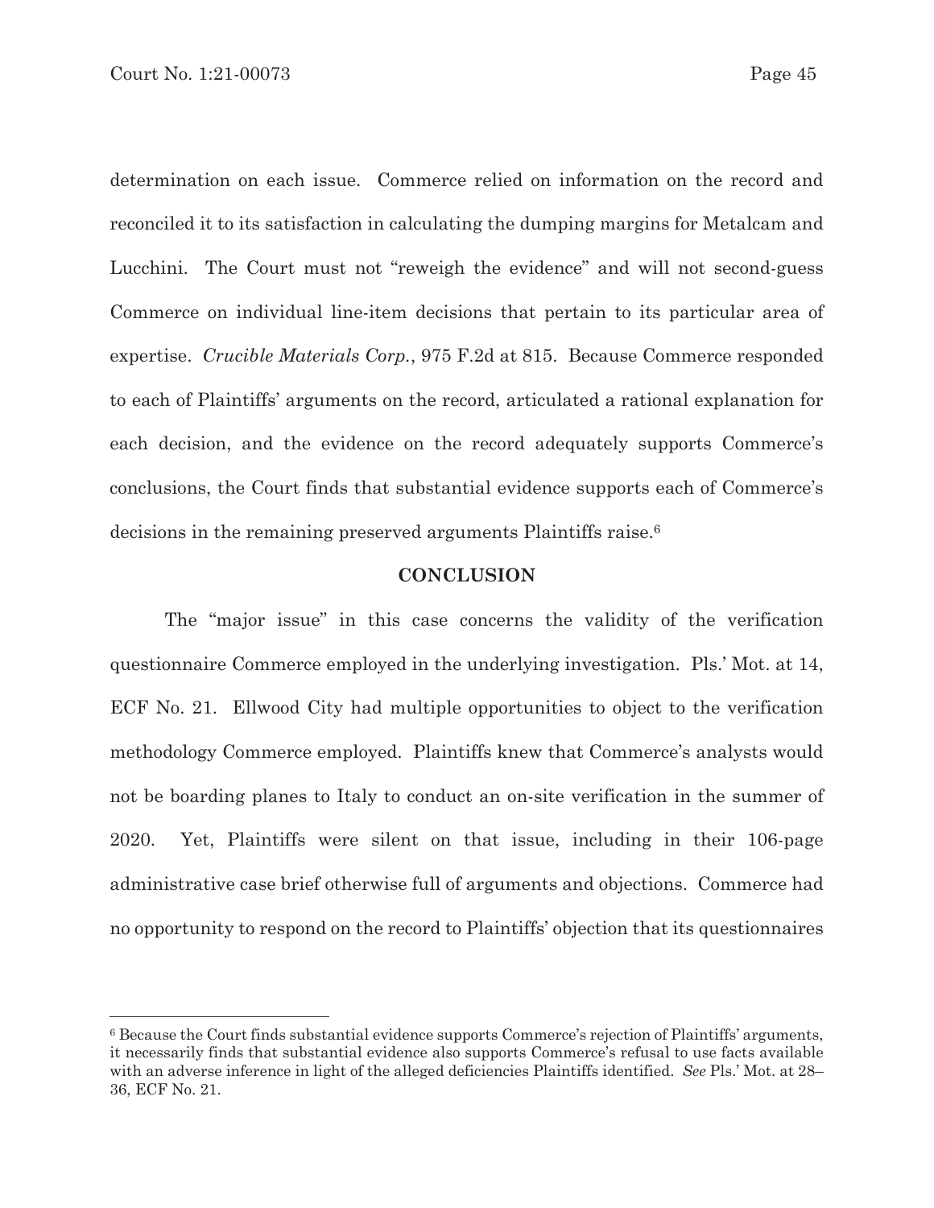determination on each issue. Commerce relied on information on the record and reconciled it to its satisfaction in calculating the dumping margins for Metalcam and Lucchini. The Court must not "reweigh the evidence" and will not second-guess Commerce on individual line-item decisions that pertain to its particular area of expertise. *Crucible Materials Corp.*, 975 F.2d at 815. Because Commerce responded to each of Plaintiffs' arguments on the record, articulated a rational explanation for each decision, and the evidence on the record adequately supports Commerce's conclusions, the Court finds that substantial evidence supports each of Commerce's decisions in the remaining preserved arguments Plaintiffs raise.[6]

## CONCLUSION

The "major issue" in this case concerns the validity of the verification questionnaire Commerce employed in the underlying investigation. Pls.' Mot. at 14, ECF No. 21. Ellwood City had multiple opportunities to object to the verification methodology Commerce employed. Plaintiffs knew that Commerce's analysts would not be boarding planes to Italy to conduct an on-site verification in the summer of 2020. Yet, Plaintiffs were silent on that issue, including in their 106-page administrative case brief otherwise full of arguments and objections. Commerce had no opportunity to respond on the record to Plaintiffs' objection that its questionnaires

[6] Because the Court finds substantial evidence supports Commerce's rejection of Plaintiffs' arguments, it necessarily finds that substantial evidence also supports Commerce's refusal to use facts available with an adverse inference in light of the alleged deficiencies Plaintiffs identified. *See* Pls.' Mot. at 28–36, ECF No. 21.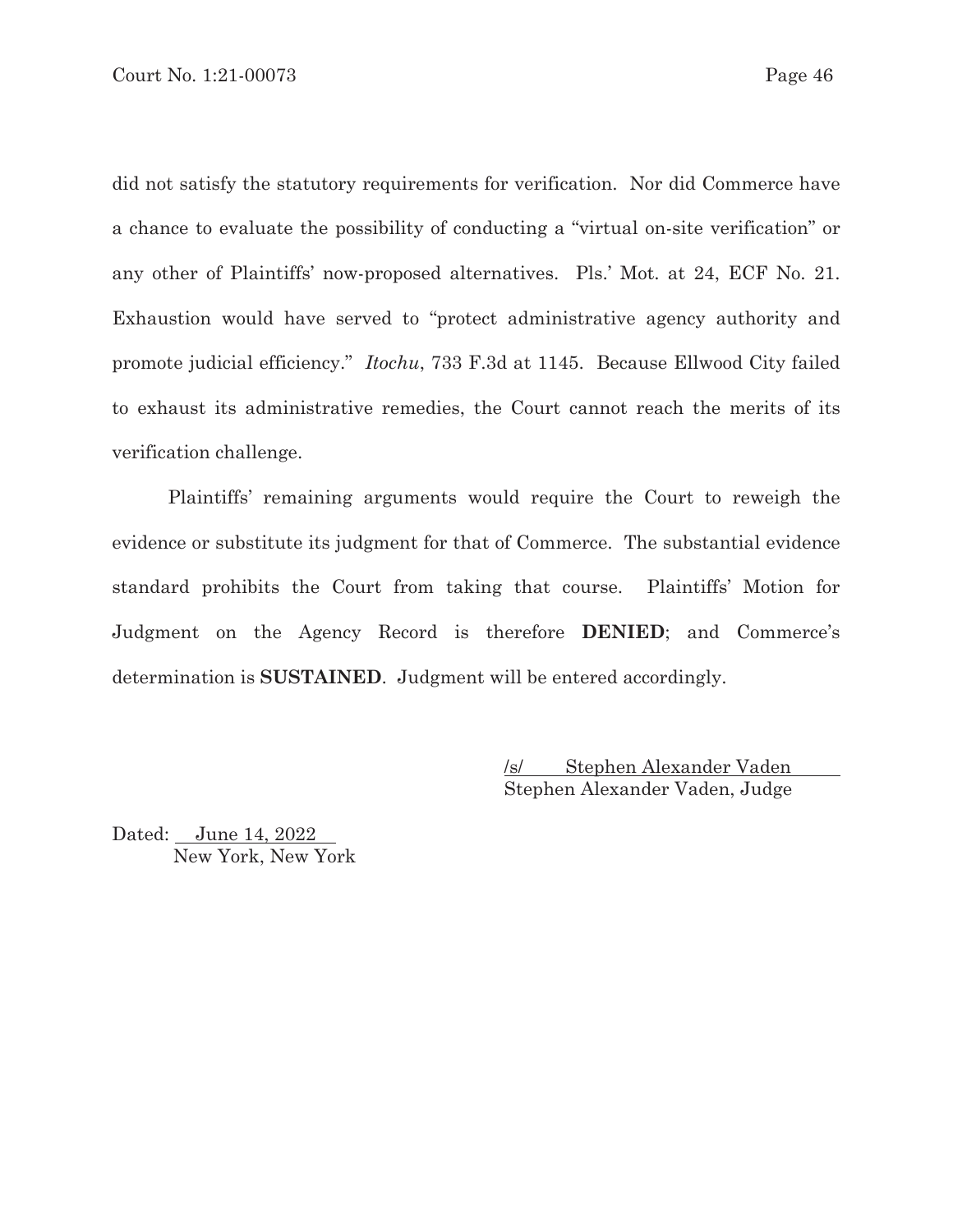did not satisfy the statutory requirements for verification. Nor did Commerce have a chance to evaluate the possibility of conducting a "virtual on-site verification" or any other of Plaintiffs' now-proposed alternatives. Pls.' Mot. at 24, ECF No. 21. Exhaustion would have served to "protect administrative agency authority and promote judicial efficiency." *Itochu*, 733 F.3d at 1145. Because Ellwood City failed to exhaust its administrative remedies, the Court cannot reach the merits of its verification challenge.

Plaintiffs' remaining arguments would require the Court to reweigh the evidence or substitute its judgment for that of Commerce. The substantial evidence standard prohibits the Court from taking that course. Plaintiffs' Motion for Judgment on the Agency Record is therefore **DENIED**; and Commerce's determination is **SUSTAINED**. Judgment will be entered accordingly.

/s/ Stephen Alexander Vaden
Stephen Alexander Vaden, Judge

Dated: June 14, 2022
New York, New York